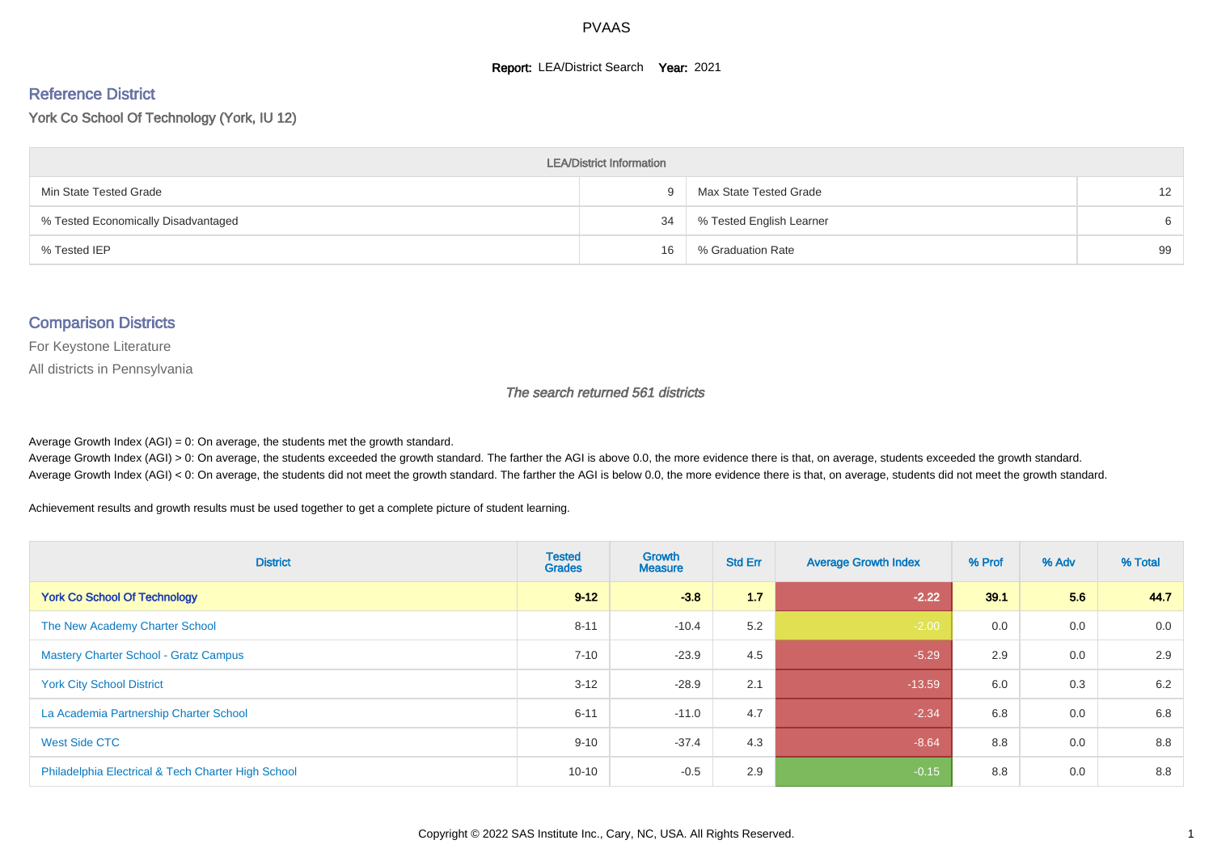# PVAAS

**Report:** LEA/District Search **Year:** 2021

## Reference District

York Co School Of Technology (York, IU 12)

| LEA/District Information | | | |
|---|---|---|---|
| Min State Tested Grade | 9 | Max State Tested Grade | 12 |
| % Tested Economically Disadvantaged | 34 | % Tested English Learner | 6 |
| % Tested IEP | 16 | % Graduation Rate | 99 |

## Comparison Districts

For Keystone Literature

All districts in Pennsylvania

*The search returned 561 districts*

Average Growth Index (AGI) = 0: On average, the students met the growth standard.
Average Growth Index (AGI) > 0: On average, the students exceeded the growth standard. The farther the AGI is above 0.0, the more evidence there is that, on average, students exceeded the growth standard.
Average Growth Index (AGI) < 0: On average, the students did not meet the growth standard. The farther the AGI is below 0.0, the more evidence there is that, on average, students did not meet the growth standard.

Achievement results and growth results must be used together to get a complete picture of student learning.

| District | Tested Grades | Growth Measure | Std Err | Average Growth Index | % Prof | % Adv | % Total |
|---|---|---|---|---|---|---|---|
| **York Co School Of Technology** | **9-12** | **-3.8** | **1.7** | **-2.22** | **39.1** | **5.6** | **44.7** |
| The New Academy Charter School | 8-11 | -10.4 | 5.2 | -2.00 | 0.0 | 0.0 | 0.0 |
| Mastery Charter School - Gratz Campus | 7-10 | -23.9 | 4.5 | -5.29 | 2.9 | 0.0 | 2.9 |
| York City School District | 3-12 | -28.9 | 2.1 | -13.59 | 6.0 | 0.3 | 6.2 |
| La Academia Partnership Charter School | 6-11 | -11.0 | 4.7 | -2.34 | 6.8 | 0.0 | 6.8 |
| West Side CTC | 9-10 | -37.4 | 4.3 | -8.64 | 8.8 | 0.0 | 8.8 |
| Philadelphia Electrical & Tech Charter High School | 10-10 | -0.5 | 2.9 | -0.15 | 8.8 | 0.0 | 8.8 |

Copyright © 2022 SAS Institute Inc., Cary, NC, USA. All Rights Reserved.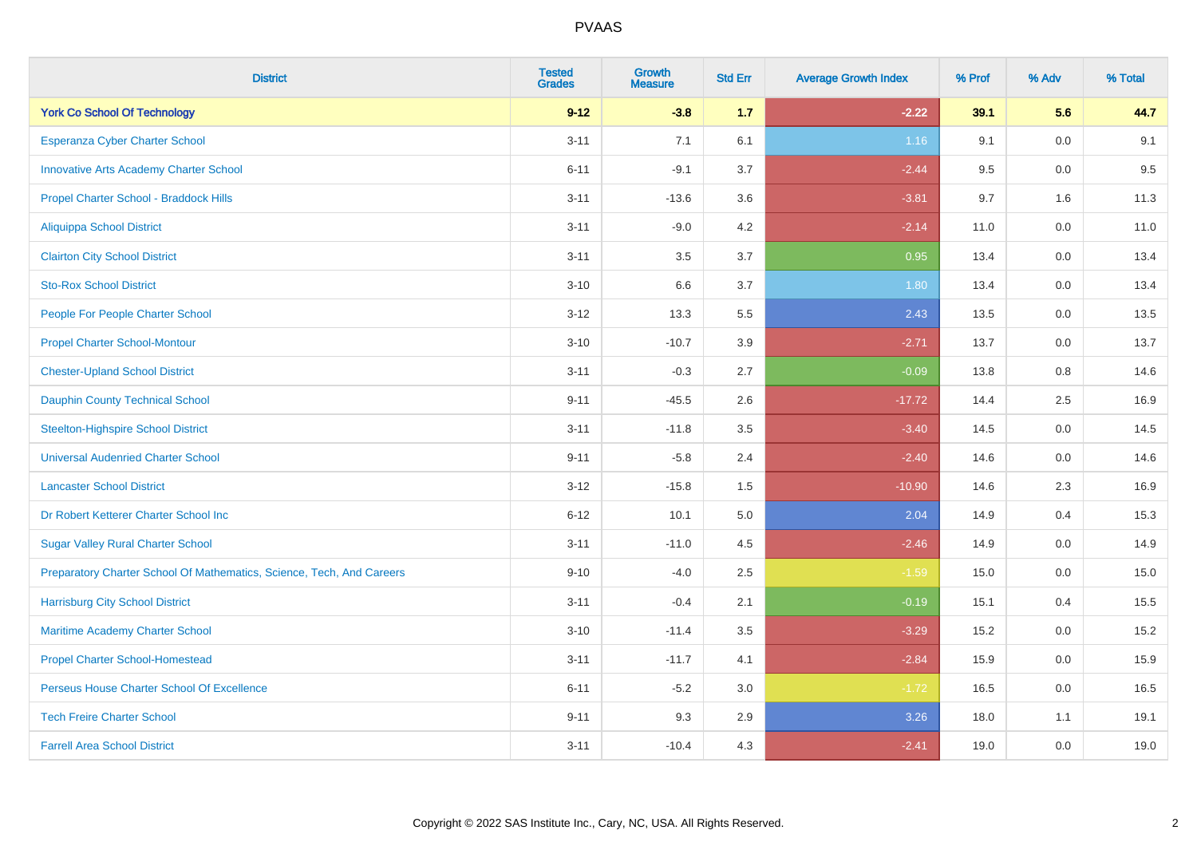# PVAAS

| District | Tested Grades | Growth Measure | Std Err | Average Growth Index | % Prof | % Adv | % Total |
|---|---|---|---|---|---|---|---|
| **York Co School Of Technology** | **9-12** | **-3.8** | **1.7** | **-2.22** | **39.1** | **5.6** | **44.7** |
| Esperanza Cyber Charter School | 3-11 | 7.1 | 6.1 | 1.16 | 9.1 | 0.0 | 9.1 |
| Innovative Arts Academy Charter School | 6-11 | -9.1 | 3.7 | -2.44 | 9.5 | 0.0 | 9.5 |
| Propel Charter School - Braddock Hills | 3-11 | -13.6 | 3.6 | -3.81 | 9.7 | 1.6 | 11.3 |
| Aliquippa School District | 3-11 | -9.0 | 4.2 | -2.14 | 11.0 | 0.0 | 11.0 |
| Clairton City School District | 3-11 | 3.5 | 3.7 | 0.95 | 13.4 | 0.0 | 13.4 |
| Sto-Rox School District | 3-10 | 6.6 | 3.7 | 1.80 | 13.4 | 0.0 | 13.4 |
| People For People Charter School | 3-12 | 13.3 | 5.5 | 2.43 | 13.5 | 0.0 | 13.5 |
| Propel Charter School-Montour | 3-10 | -10.7 | 3.9 | -2.71 | 13.7 | 0.0 | 13.7 |
| Chester-Upland School District | 3-11 | -0.3 | 2.7 | -0.09 | 13.8 | 0.8 | 14.6 |
| Dauphin County Technical School | 9-11 | -45.5 | 2.6 | -17.72 | 14.4 | 2.5 | 16.9 |
| Steelton-Highspire School District | 3-11 | -11.8 | 3.5 | -3.40 | 14.5 | 0.0 | 14.5 |
| Universal Audenried Charter School | 9-11 | -5.8 | 2.4 | -2.40 | 14.6 | 0.0 | 14.6 |
| Lancaster School District | 3-12 | -15.8 | 1.5 | -10.90 | 14.6 | 2.3 | 16.9 |
| Dr Robert Ketterer Charter School Inc | 6-12 | 10.1 | 5.0 | 2.04 | 14.9 | 0.4 | 15.3 |
| Sugar Valley Rural Charter School | 3-11 | -11.0 | 4.5 | -2.46 | 14.9 | 0.0 | 14.9 |
| Preparatory Charter School Of Mathematics, Science, Tech, And Careers | 9-10 | -4.0 | 2.5 | -1.59 | 15.0 | 0.0 | 15.0 |
| Harrisburg City School District | 3-11 | -0.4 | 2.1 | -0.19 | 15.1 | 0.4 | 15.5 |
| Maritime Academy Charter School | 3-10 | -11.4 | 3.5 | -3.29 | 15.2 | 0.0 | 15.2 |
| Propel Charter School-Homestead | 3-11 | -11.7 | 4.1 | -2.84 | 15.9 | 0.0 | 15.9 |
| Perseus House Charter School Of Excellence | 6-11 | -5.2 | 3.0 | -1.72 | 16.5 | 0.0 | 16.5 |
| Tech Freire Charter School | 9-11 | 9.3 | 2.9 | 3.26 | 18.0 | 1.1 | 19.1 |
| Farrell Area School District | 3-11 | -10.4 | 4.3 | -2.41 | 19.0 | 0.0 | 19.0 |

Copyright © 2022 SAS Institute Inc., Cary, NC, USA. All Rights Reserved.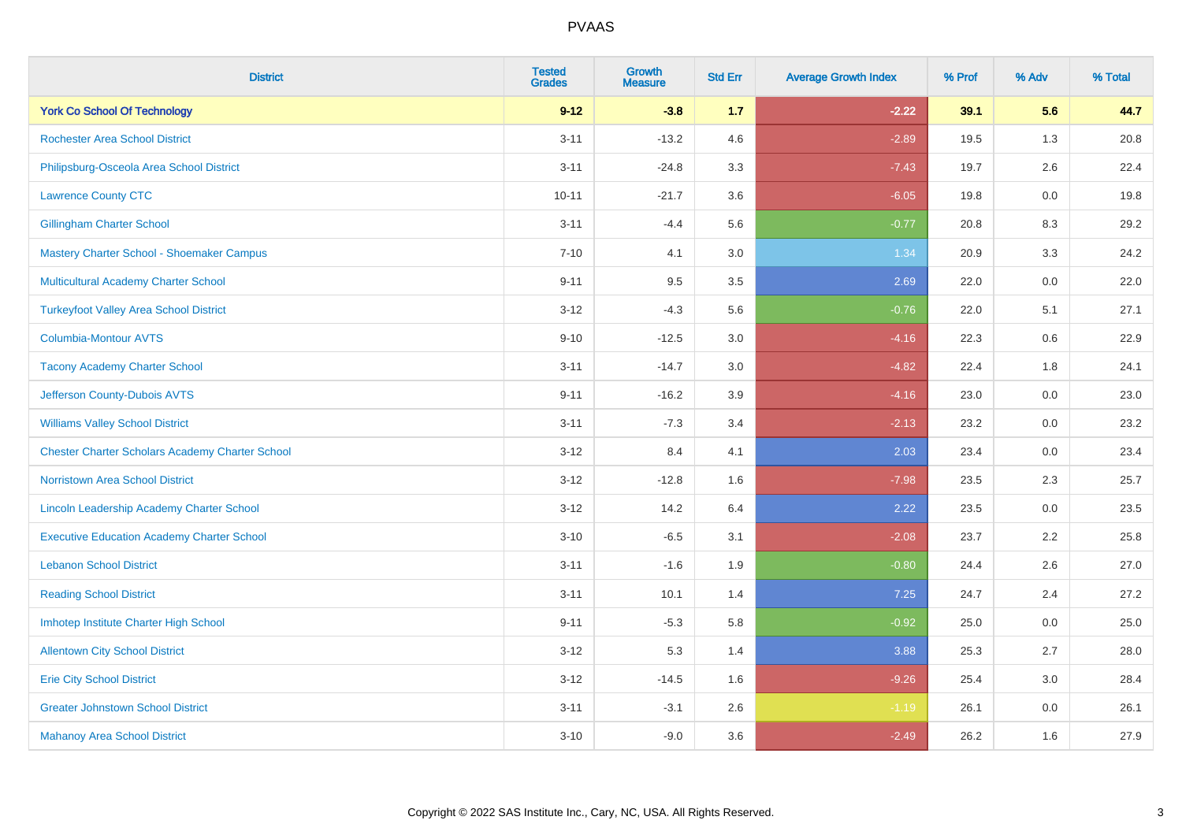# PVAAS

| District | Tested Grades | Growth Measure | Std Err | Average Growth Index | % Prof | % Adv | % Total |
|---|---|---|---|---|---|---|---|
| **York Co School Of Technology** | **9-12** | **-3.8** | **1.7** | **-2.22** | **39.1** | **5.6** | **44.7** |
| Rochester Area School District | 3-11 | -13.2 | 4.6 | -2.89 | 19.5 | 1.3 | 20.8 |
| Philipsburg-Osceola Area School District | 3-11 | -24.8 | 3.3 | -7.43 | 19.7 | 2.6 | 22.4 |
| Lawrence County CTC | 10-11 | -21.7 | 3.6 | -6.05 | 19.8 | 0.0 | 19.8 |
| Gillingham Charter School | 3-11 | -4.4 | 5.6 | -0.77 | 20.8 | 8.3 | 29.2 |
| Mastery Charter School - Shoemaker Campus | 7-10 | 4.1 | 3.0 | 1.34 | 20.9 | 3.3 | 24.2 |
| Multicultural Academy Charter School | 9-11 | 9.5 | 3.5 | 2.69 | 22.0 | 0.0 | 22.0 |
| Turkeyfoot Valley Area School District | 3-12 | -4.3 | 5.6 | -0.76 | 22.0 | 5.1 | 27.1 |
| Columbia-Montour AVTS | 9-10 | -12.5 | 3.0 | -4.16 | 22.3 | 0.6 | 22.9 |
| Tacony Academy Charter School | 3-11 | -14.7 | 3.0 | -4.82 | 22.4 | 1.8 | 24.1 |
| Jefferson County-Dubois AVTS | 9-11 | -16.2 | 3.9 | -4.16 | 23.0 | 0.0 | 23.0 |
| Williams Valley School District | 3-11 | -7.3 | 3.4 | -2.13 | 23.2 | 0.0 | 23.2 |
| Chester Charter Scholars Academy Charter School | 3-12 | 8.4 | 4.1 | 2.03 | 23.4 | 0.0 | 23.4 |
| Norristown Area School District | 3-12 | -12.8 | 1.6 | -7.98 | 23.5 | 2.3 | 25.7 |
| Lincoln Leadership Academy Charter School | 3-12 | 14.2 | 6.4 | 2.22 | 23.5 | 0.0 | 23.5 |
| Executive Education Academy Charter School | 3-10 | -6.5 | 3.1 | -2.08 | 23.7 | 2.2 | 25.8 |
| Lebanon School District | 3-11 | -1.6 | 1.9 | -0.80 | 24.4 | 2.6 | 27.0 |
| Reading School District | 3-11 | 10.1 | 1.4 | 7.25 | 24.7 | 2.4 | 27.2 |
| Imhotep Institute Charter High School | 9-11 | -5.3 | 5.8 | -0.92 | 25.0 | 0.0 | 25.0 |
| Allentown City School District | 3-12 | 5.3 | 1.4 | 3.88 | 25.3 | 2.7 | 28.0 |
| Erie City School District | 3-12 | -14.5 | 1.6 | -9.26 | 25.4 | 3.0 | 28.4 |
| Greater Johnstown School District | 3-11 | -3.1 | 2.6 | -1.19 | 26.1 | 0.0 | 26.1 |
| Mahanoy Area School District | 3-10 | -9.0 | 3.6 | -2.49 | 26.2 | 1.6 | 27.9 |

Copyright © 2022 SAS Institute Inc., Cary, NC, USA. All Rights Reserved.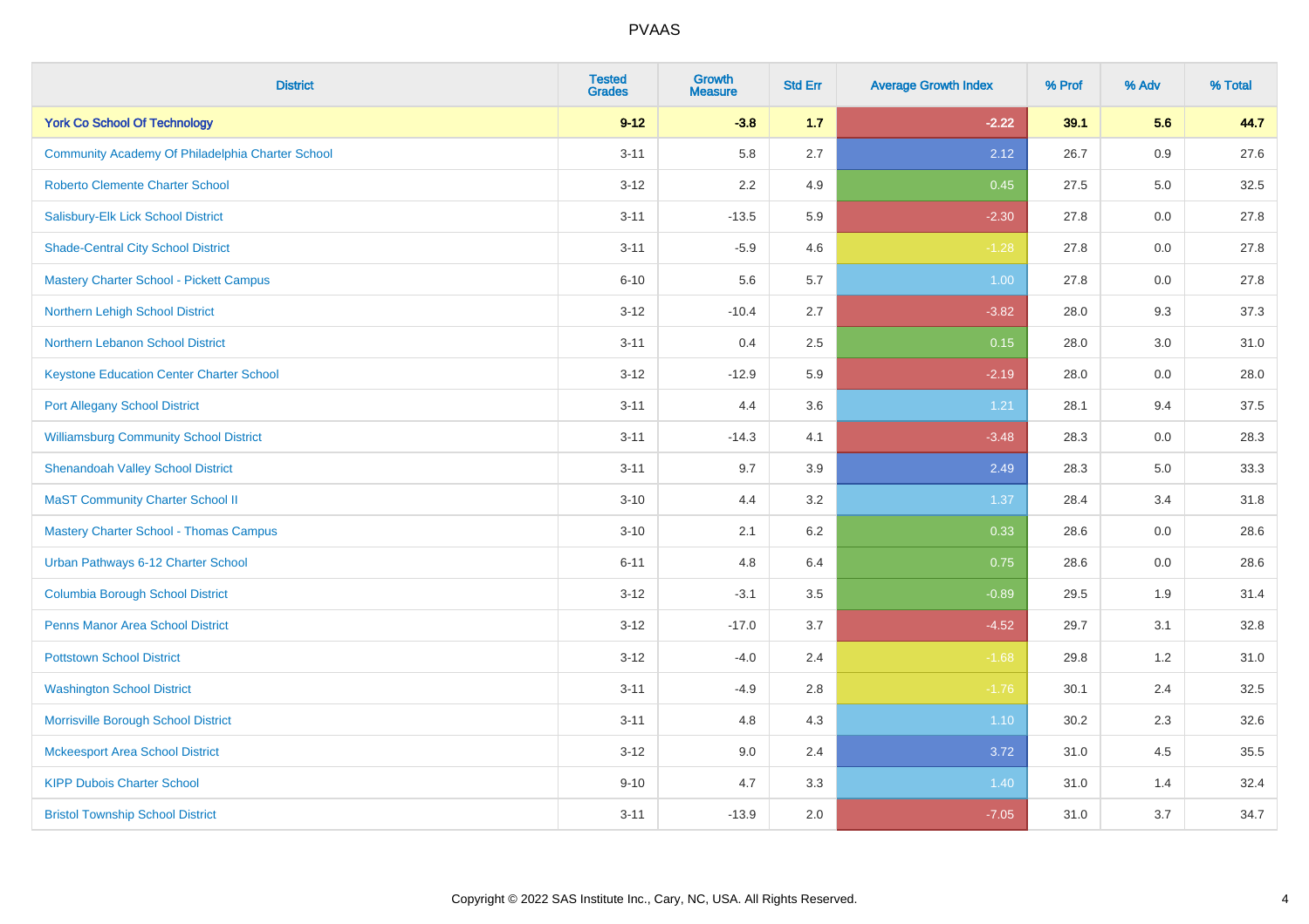# PVAAS

| District | Tested Grades | Growth Measure | Std Err | Average Growth Index | % Prof | % Adv | % Total |
|---|---|---|---|---|---|---|---|
| **York Co School Of Technology** | **9-12** | **-3.8** | **1.7** | **-2.22** | **39.1** | **5.6** | **44.7** |
| Community Academy Of Philadelphia Charter School | 3-11 | 5.8 | 2.7 | 2.12 | 26.7 | 0.9 | 27.6 |
| Roberto Clemente Charter School | 3-12 | 2.2 | 4.9 | 0.45 | 27.5 | 5.0 | 32.5 |
| Salisbury-Elk Lick School District | 3-11 | -13.5 | 5.9 | -2.30 | 27.8 | 0.0 | 27.8 |
| Shade-Central City School District | 3-11 | -5.9 | 4.6 | -1.28 | 27.8 | 0.0 | 27.8 |
| Mastery Charter School - Pickett Campus | 6-10 | 5.6 | 5.7 | 1.00 | 27.8 | 0.0 | 27.8 |
| Northern Lehigh School District | 3-12 | -10.4 | 2.7 | -3.82 | 28.0 | 9.3 | 37.3 |
| Northern Lebanon School District | 3-11 | 0.4 | 2.5 | 0.15 | 28.0 | 3.0 | 31.0 |
| Keystone Education Center Charter School | 3-12 | -12.9 | 5.9 | -2.19 | 28.0 | 0.0 | 28.0 |
| Port Allegany School District | 3-11 | 4.4 | 3.6 | 1.21 | 28.1 | 9.4 | 37.5 |
| Williamsburg Community School District | 3-11 | -14.3 | 4.1 | -3.48 | 28.3 | 0.0 | 28.3 |
| Shenandoah Valley School District | 3-11 | 9.7 | 3.9 | 2.49 | 28.3 | 5.0 | 33.3 |
| MaST Community Charter School II | 3-10 | 4.4 | 3.2 | 1.37 | 28.4 | 3.4 | 31.8 |
| Mastery Charter School - Thomas Campus | 3-10 | 2.1 | 6.2 | 0.33 | 28.6 | 0.0 | 28.6 |
| Urban Pathways 6-12 Charter School | 6-11 | 4.8 | 6.4 | 0.75 | 28.6 | 0.0 | 28.6 |
| Columbia Borough School District | 3-12 | -3.1 | 3.5 | -0.89 | 29.5 | 1.9 | 31.4 |
| Penns Manor Area School District | 3-12 | -17.0 | 3.7 | -4.52 | 29.7 | 3.1 | 32.8 |
| Pottstown School District | 3-12 | -4.0 | 2.4 | -1.68 | 29.8 | 1.2 | 31.0 |
| Washington School District | 3-11 | -4.9 | 2.8 | -1.76 | 30.1 | 2.4 | 32.5 |
| Morrisville Borough School District | 3-11 | 4.8 | 4.3 | 1.10 | 30.2 | 2.3 | 32.6 |
| Mckeesport Area School District | 3-12 | 9.0 | 2.4 | 3.72 | 31.0 | 4.5 | 35.5 |
| KIPP Dubois Charter School | 9-10 | 4.7 | 3.3 | 1.40 | 31.0 | 1.4 | 32.4 |
| Bristol Township School District | 3-11 | -13.9 | 2.0 | -7.05 | 31.0 | 3.7 | 34.7 |

Copyright © 2022 SAS Institute Inc., Cary, NC, USA. All Rights Reserved.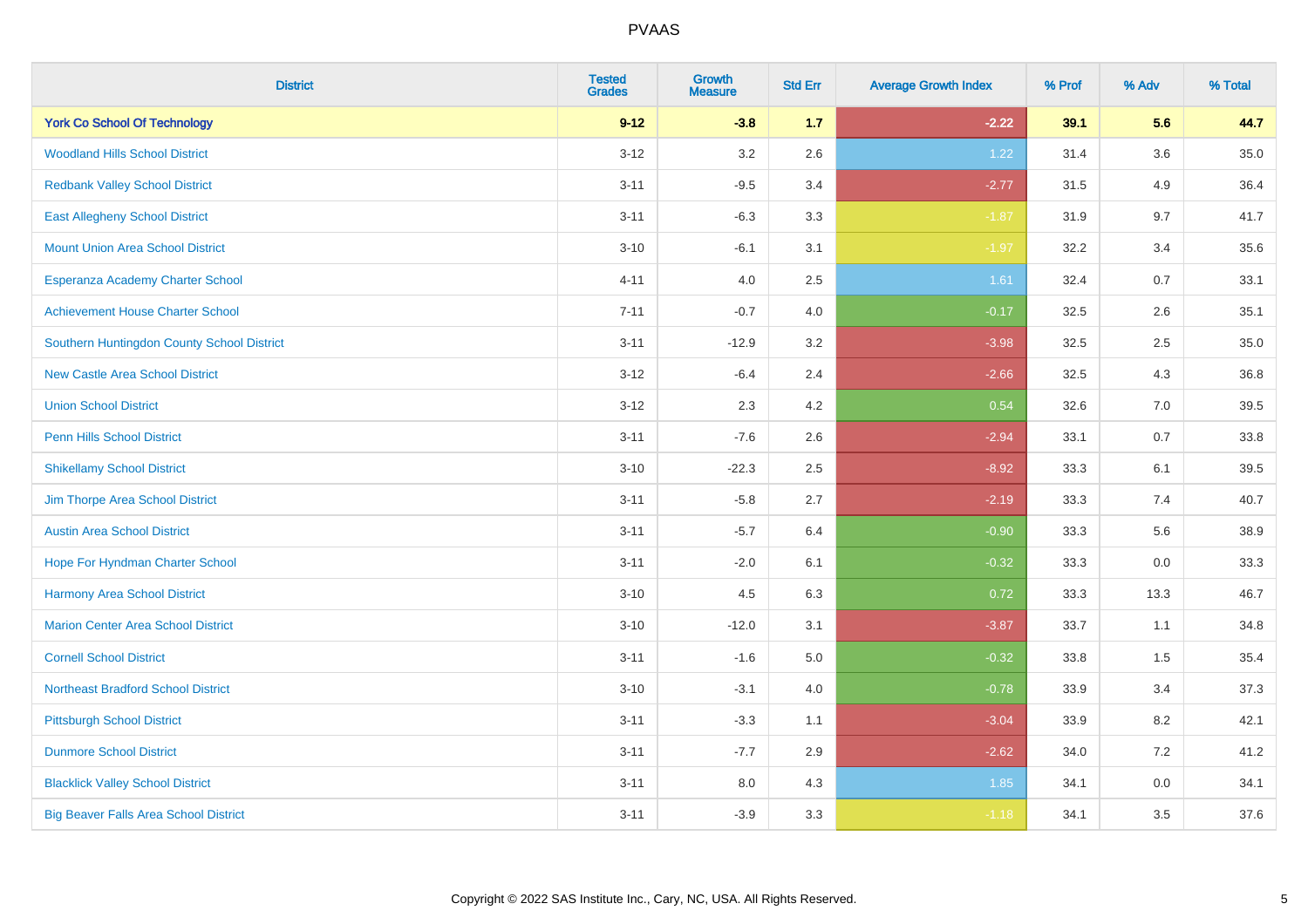| District | Tested Grades | Growth Measure | Std Err | Average Growth Index | % Prof | % Adv | % Total |
|---|---|---|---|---|---|---|---|
| **York Co School Of Technology** | **9-12** | **-3.8** | **1.7** | **-2.22** | **39.1** | **5.6** | **44.7** |
| Woodland Hills School District | 3-12 | 3.2 | 2.6 | 1.22 | 31.4 | 3.6 | 35.0 |
| Redbank Valley School District | 3-11 | -9.5 | 3.4 | -2.77 | 31.5 | 4.9 | 36.4 |
| East Allegheny School District | 3-11 | -6.3 | 3.3 | -1.87 | 31.9 | 9.7 | 41.7 |
| Mount Union Area School District | 3-10 | -6.1 | 3.1 | -1.97 | 32.2 | 3.4 | 35.6 |
| Esperanza Academy Charter School | 4-11 | 4.0 | 2.5 | 1.61 | 32.4 | 0.7 | 33.1 |
| Achievement House Charter School | 7-11 | -0.7 | 4.0 | -0.17 | 32.5 | 2.6 | 35.1 |
| Southern Huntingdon County School District | 3-11 | -12.9 | 3.2 | -3.98 | 32.5 | 2.5 | 35.0 |
| New Castle Area School District | 3-12 | -6.4 | 2.4 | -2.66 | 32.5 | 4.3 | 36.8 |
| Union School District | 3-12 | 2.3 | 4.2 | 0.54 | 32.6 | 7.0 | 39.5 |
| Penn Hills School District | 3-11 | -7.6 | 2.6 | -2.94 | 33.1 | 0.7 | 33.8 |
| Shikellamy School District | 3-10 | -22.3 | 2.5 | -8.92 | 33.3 | 6.1 | 39.5 |
| Jim Thorpe Area School District | 3-11 | -5.8 | 2.7 | -2.19 | 33.3 | 7.4 | 40.7 |
| Austin Area School District | 3-11 | -5.7 | 6.4 | -0.90 | 33.3 | 5.6 | 38.9 |
| Hope For Hyndman Charter School | 3-11 | -2.0 | 6.1 | -0.32 | 33.3 | 0.0 | 33.3 |
| Harmony Area School District | 3-10 | 4.5 | 6.3 | 0.72 | 33.3 | 13.3 | 46.7 |
| Marion Center Area School District | 3-10 | -12.0 | 3.1 | -3.87 | 33.7 | 1.1 | 34.8 |
| Cornell School District | 3-11 | -1.6 | 5.0 | -0.32 | 33.8 | 1.5 | 35.4 |
| Northeast Bradford School District | 3-10 | -3.1 | 4.0 | -0.78 | 33.9 | 3.4 | 37.3 |
| Pittsburgh School District | 3-11 | -3.3 | 1.1 | -3.04 | 33.9 | 8.2 | 42.1 |
| Dunmore School District | 3-11 | -7.7 | 2.9 | -2.62 | 34.0 | 7.2 | 41.2 |
| Blacklick Valley School District | 3-11 | 8.0 | 4.3 | 1.85 | 34.1 | 0.0 | 34.1 |
| Big Beaver Falls Area School District | 3-11 | -3.9 | 3.3 | -1.18 | 34.1 | 3.5 | 37.6 |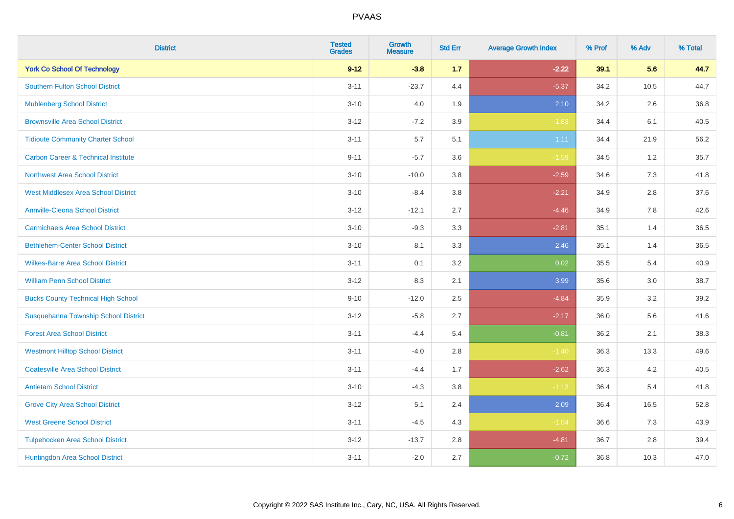| District | Tested Grades | Growth Measure | Std Err | Average Growth Index | % Prof | % Adv | % Total |
|---|---|---|---|---|---|---|---|
| **York Co School Of Technology** | **9-12** | **-3.8** | **1.7** | **-2.22** | **39.1** | **5.6** | **44.7** |
| Southern Fulton School District | 3-11 | -23.7 | 4.4 | -5.37 | 34.2 | 10.5 | 44.7 |
| Muhlenberg School District | 3-10 | 4.0 | 1.9 | 2.10 | 34.2 | 2.6 | 36.8 |
| Brownsville Area School District | 3-12 | -7.2 | 3.9 | -1.83 | 34.4 | 6.1 | 40.5 |
| Tidioute Community Charter School | 3-11 | 5.7 | 5.1 | 1.11 | 34.4 | 21.9 | 56.2 |
| Carbon Career & Technical Institute | 9-11 | -5.7 | 3.6 | -1.59 | 34.5 | 1.2 | 35.7 |
| Northwest Area School District | 3-10 | -10.0 | 3.8 | -2.59 | 34.6 | 7.3 | 41.8 |
| West Middlesex Area School District | 3-10 | -8.4 | 3.8 | -2.21 | 34.9 | 2.8 | 37.6 |
| Annville-Cleona School District | 3-12 | -12.1 | 2.7 | -4.46 | 34.9 | 7.8 | 42.6 |
| Carmichaels Area School District | 3-10 | -9.3 | 3.3 | -2.81 | 35.1 | 1.4 | 36.5 |
| Bethlehem-Center School District | 3-10 | 8.1 | 3.3 | 2.46 | 35.1 | 1.4 | 36.5 |
| Wilkes-Barre Area School District | 3-11 | 0.1 | 3.2 | 0.02 | 35.5 | 5.4 | 40.9 |
| William Penn School District | 3-12 | 8.3 | 2.1 | 3.99 | 35.6 | 3.0 | 38.7 |
| Bucks County Technical High School | 9-10 | -12.0 | 2.5 | -4.84 | 35.9 | 3.2 | 39.2 |
| Susquehanna Township School District | 3-12 | -5.8 | 2.7 | -2.17 | 36.0 | 5.6 | 41.6 |
| Forest Area School District | 3-11 | -4.4 | 5.4 | -0.81 | 36.2 | 2.1 | 38.3 |
| Westmont Hilltop School District | 3-11 | -4.0 | 2.8 | -1.40 | 36.3 | 13.3 | 49.6 |
| Coatesville Area School District | 3-11 | -4.4 | 1.7 | -2.62 | 36.3 | 4.2 | 40.5 |
| Antietam School District | 3-10 | -4.3 | 3.8 | -1.13 | 36.4 | 5.4 | 41.8 |
| Grove City Area School District | 3-12 | 5.1 | 2.4 | 2.09 | 36.4 | 16.5 | 52.8 |
| West Greene School District | 3-11 | -4.5 | 4.3 | -1.04 | 36.6 | 7.3 | 43.9 |
| Tulpehocken Area School District | 3-12 | -13.7 | 2.8 | -4.81 | 36.7 | 2.8 | 39.4 |
| Huntingdon Area School District | 3-11 | -2.0 | 2.7 | -0.72 | 36.8 | 10.3 | 47.0 |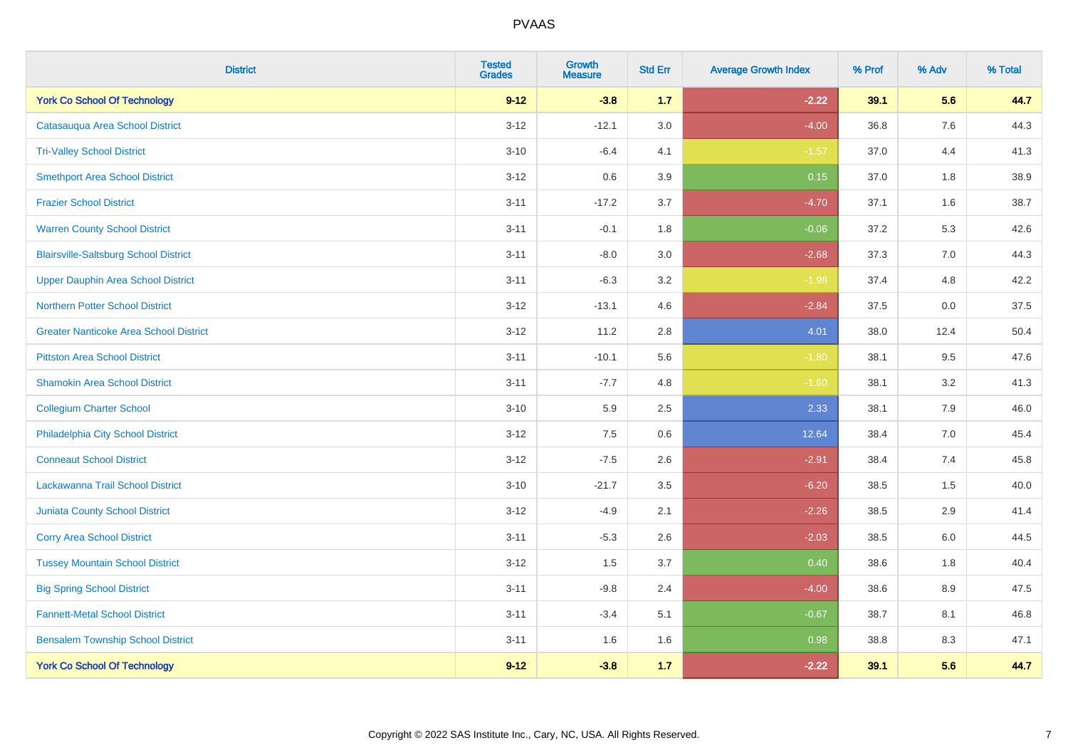PVAAS

| District | Tested Grades | Growth Measure | Std Err | Average Growth Index | % Prof | % Adv | % Total |
|---|---|---|---|---|---|---|---|
| **York Co School Of Technology** | **9-12** | **-3.8** | **1.7** | **-2.22** | **39.1** | **5.6** | **44.7** |
| Catasauqua Area School District | 3-12 | -12.1 | 3.0 | -4.00 | 36.8 | 7.6 | 44.3 |
| Tri-Valley School District | 3-10 | -6.4 | 4.1 | -1.57 | 37.0 | 4.4 | 41.3 |
| Smethport Area School District | 3-12 | 0.6 | 3.9 | 0.15 | 37.0 | 1.8 | 38.9 |
| Frazier School District | 3-11 | -17.2 | 3.7 | -4.70 | 37.1 | 1.6 | 38.7 |
| Warren County School District | 3-11 | -0.1 | 1.8 | -0.06 | 37.2 | 5.3 | 42.6 |
| Blairsville-Saltsburg School District | 3-11 | -8.0 | 3.0 | -2.68 | 37.3 | 7.0 | 44.3 |
| Upper Dauphin Area School District | 3-11 | -6.3 | 3.2 | -1.98 | 37.4 | 4.8 | 42.2 |
| Northern Potter School District | 3-12 | -13.1 | 4.6 | -2.84 | 37.5 | 0.0 | 37.5 |
| Greater Nanticoke Area School District | 3-12 | 11.2 | 2.8 | 4.01 | 38.0 | 12.4 | 50.4 |
| Pittston Area School District | 3-11 | -10.1 | 5.6 | -1.80 | 38.1 | 9.5 | 47.6 |
| Shamokin Area School District | 3-11 | -7.7 | 4.8 | -1.60 | 38.1 | 3.2 | 41.3 |
| Collegium Charter School | 3-10 | 5.9 | 2.5 | 2.33 | 38.1 | 7.9 | 46.0 |
| Philadelphia City School District | 3-12 | 7.5 | 0.6 | 12.64 | 38.4 | 7.0 | 45.4 |
| Conneaut School District | 3-12 | -7.5 | 2.6 | -2.91 | 38.4 | 7.4 | 45.8 |
| Lackawanna Trail School District | 3-10 | -21.7 | 3.5 | -6.20 | 38.5 | 1.5 | 40.0 |
| Juniata County School District | 3-12 | -4.9 | 2.1 | -2.26 | 38.5 | 2.9 | 41.4 |
| Corry Area School District | 3-11 | -5.3 | 2.6 | -2.03 | 38.5 | 6.0 | 44.5 |
| Tussey Mountain School District | 3-12 | 1.5 | 3.7 | 0.40 | 38.6 | 1.8 | 40.4 |
| Big Spring School District | 3-11 | -9.8 | 2.4 | -4.00 | 38.6 | 8.9 | 47.5 |
| Fannett-Metal School District | 3-11 | -3.4 | 5.1 | -0.67 | 38.7 | 8.1 | 46.8 |
| Bensalem Township School District | 3-11 | 1.6 | 1.6 | 0.98 | 38.8 | 8.3 | 47.1 |
| **York Co School Of Technology** | **9-12** | **-3.8** | **1.7** | **-2.22** | **39.1** | **5.6** | **44.7** |

Copyright © 2022 SAS Institute Inc., Cary, NC, USA. All Rights Reserved.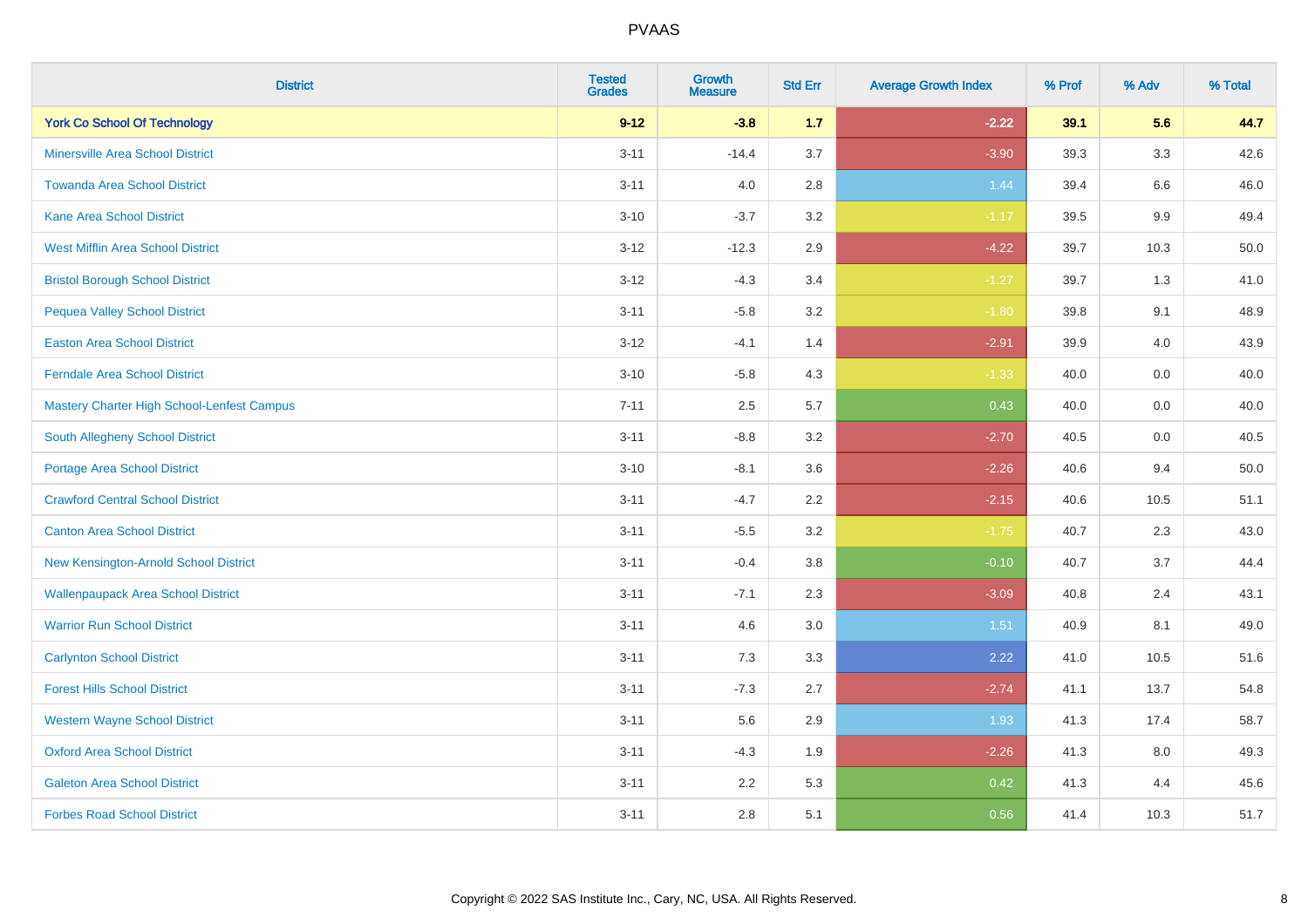# PVAAS

| District | Tested Grades | Growth Measure | Std Err | Average Growth Index | % Prof | % Adv | % Total |
|---|---|---|---|---|---|---|---|
| **York Co School Of Technology** | **9-12** | **-3.8** | **1.7** | **-2.22** | **39.1** | **5.6** | **44.7** |
| Minersville Area School District | 3-11 | -14.4 | 3.7 | -3.90 | 39.3 | 3.3 | 42.6 |
| Towanda Area School District | 3-11 | 4.0 | 2.8 | 1.44 | 39.4 | 6.6 | 46.0 |
| Kane Area School District | 3-10 | -3.7 | 3.2 | -1.17 | 39.5 | 9.9 | 49.4 |
| West Mifflin Area School District | 3-12 | -12.3 | 2.9 | -4.22 | 39.7 | 10.3 | 50.0 |
| Bristol Borough School District | 3-12 | -4.3 | 3.4 | -1.27 | 39.7 | 1.3 | 41.0 |
| Pequea Valley School District | 3-11 | -5.8 | 3.2 | -1.80 | 39.8 | 9.1 | 48.9 |
| Easton Area School District | 3-12 | -4.1 | 1.4 | -2.91 | 39.9 | 4.0 | 43.9 |
| Ferndale Area School District | 3-10 | -5.8 | 4.3 | -1.33 | 40.0 | 0.0 | 40.0 |
| Mastery Charter High School-Lenfest Campus | 7-11 | 2.5 | 5.7 | 0.43 | 40.0 | 0.0 | 40.0 |
| South Allegheny School District | 3-11 | -8.8 | 3.2 | -2.70 | 40.5 | 0.0 | 40.5 |
| Portage Area School District | 3-10 | -8.1 | 3.6 | -2.26 | 40.6 | 9.4 | 50.0 |
| Crawford Central School District | 3-11 | -4.7 | 2.2 | -2.15 | 40.6 | 10.5 | 51.1 |
| Canton Area School District | 3-11 | -5.5 | 3.2 | -1.75 | 40.7 | 2.3 | 43.0 |
| New Kensington-Arnold School District | 3-11 | -0.4 | 3.8 | -0.10 | 40.7 | 3.7 | 44.4 |
| Wallenpaupack Area School District | 3-11 | -7.1 | 2.3 | -3.09 | 40.8 | 2.4 | 43.1 |
| Warrior Run School District | 3-11 | 4.6 | 3.0 | 1.51 | 40.9 | 8.1 | 49.0 |
| Carlynton School District | 3-11 | 7.3 | 3.3 | 2.22 | 41.0 | 10.5 | 51.6 |
| Forest Hills School District | 3-11 | -7.3 | 2.7 | -2.74 | 41.1 | 13.7 | 54.8 |
| Western Wayne School District | 3-11 | 5.6 | 2.9 | 1.93 | 41.3 | 17.4 | 58.7 |
| Oxford Area School District | 3-11 | -4.3 | 1.9 | -2.26 | 41.3 | 8.0 | 49.3 |
| Galeton Area School District | 3-11 | 2.2 | 5.3 | 0.42 | 41.3 | 4.4 | 45.6 |
| Forbes Road School District | 3-11 | 2.8 | 5.1 | 0.56 | 41.4 | 10.3 | 51.7 |

Copyright © 2022 SAS Institute Inc., Cary, NC, USA. All Rights Reserved.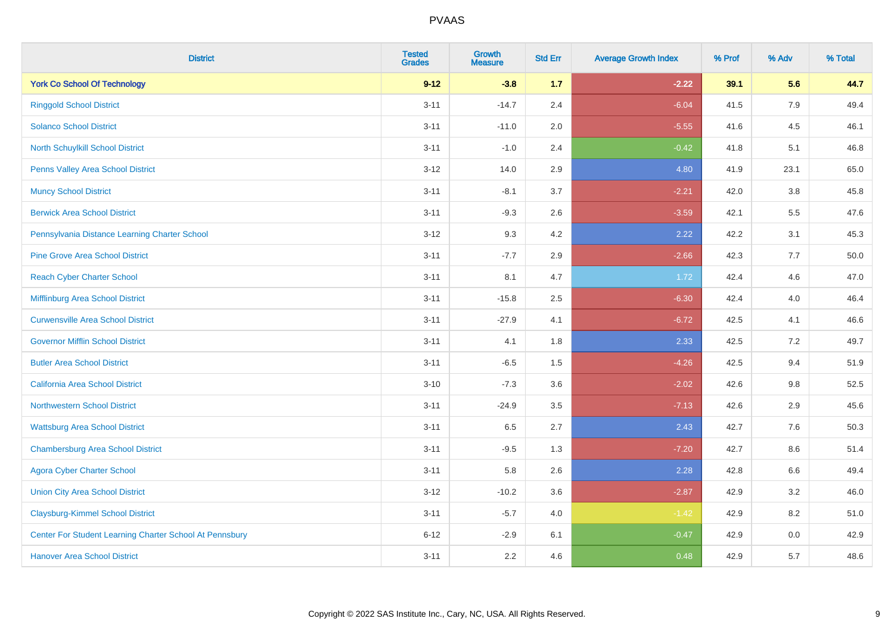# PVAAS

| District | Tested Grades | Growth Measure | Std Err | Average Growth Index | % Prof | % Adv | % Total |
|---|---|---|---|---|---|---|---|
| **York Co School Of Technology** | **9-12** | **-3.8** | **1.7** | **-2.22** | **39.1** | **5.6** | **44.7** |
| Ringgold School District | 3-11 | -14.7 | 2.4 | -6.04 | 41.5 | 7.9 | 49.4 |
| Solanco School District | 3-11 | -11.0 | 2.0 | -5.55 | 41.6 | 4.5 | 46.1 |
| North Schuylkill School District | 3-11 | -1.0 | 2.4 | -0.42 | 41.8 | 5.1 | 46.8 |
| Penns Valley Area School District | 3-12 | 14.0 | 2.9 | 4.80 | 41.9 | 23.1 | 65.0 |
| Muncy School District | 3-11 | -8.1 | 3.7 | -2.21 | 42.0 | 3.8 | 45.8 |
| Berwick Area School District | 3-11 | -9.3 | 2.6 | -3.59 | 42.1 | 5.5 | 47.6 |
| Pennsylvania Distance Learning Charter School | 3-12 | 9.3 | 4.2 | 2.22 | 42.2 | 3.1 | 45.3 |
| Pine Grove Area School District | 3-11 | -7.7 | 2.9 | -2.66 | 42.3 | 7.7 | 50.0 |
| Reach Cyber Charter School | 3-11 | 8.1 | 4.7 | 1.72 | 42.4 | 4.6 | 47.0 |
| Mifflinburg Area School District | 3-11 | -15.8 | 2.5 | -6.30 | 42.4 | 4.0 | 46.4 |
| Curwensville Area School District | 3-11 | -27.9 | 4.1 | -6.72 | 42.5 | 4.1 | 46.6 |
| Governor Mifflin School District | 3-11 | 4.1 | 1.8 | 2.33 | 42.5 | 7.2 | 49.7 |
| Butler Area School District | 3-11 | -6.5 | 1.5 | -4.26 | 42.5 | 9.4 | 51.9 |
| California Area School District | 3-10 | -7.3 | 3.6 | -2.02 | 42.6 | 9.8 | 52.5 |
| Northwestern School District | 3-11 | -24.9 | 3.5 | -7.13 | 42.6 | 2.9 | 45.6 |
| Wattsburg Area School District | 3-11 | 6.5 | 2.7 | 2.43 | 42.7 | 7.6 | 50.3 |
| Chambersburg Area School District | 3-11 | -9.5 | 1.3 | -7.20 | 42.7 | 8.6 | 51.4 |
| Agora Cyber Charter School | 3-11 | 5.8 | 2.6 | 2.28 | 42.8 | 6.6 | 49.4 |
| Union City Area School District | 3-12 | -10.2 | 3.6 | -2.87 | 42.9 | 3.2 | 46.0 |
| Claysburg-Kimmel School District | 3-11 | -5.7 | 4.0 | -1.42 | 42.9 | 8.2 | 51.0 |
| Center For Student Learning Charter School At Pennsbury | 6-12 | -2.9 | 6.1 | -0.47 | 42.9 | 0.0 | 42.9 |
| Hanover Area School District | 3-11 | 2.2 | 4.6 | 0.48 | 42.9 | 5.7 | 48.6 |

Copyright © 2022 SAS Institute Inc., Cary, NC, USA. All Rights Reserved.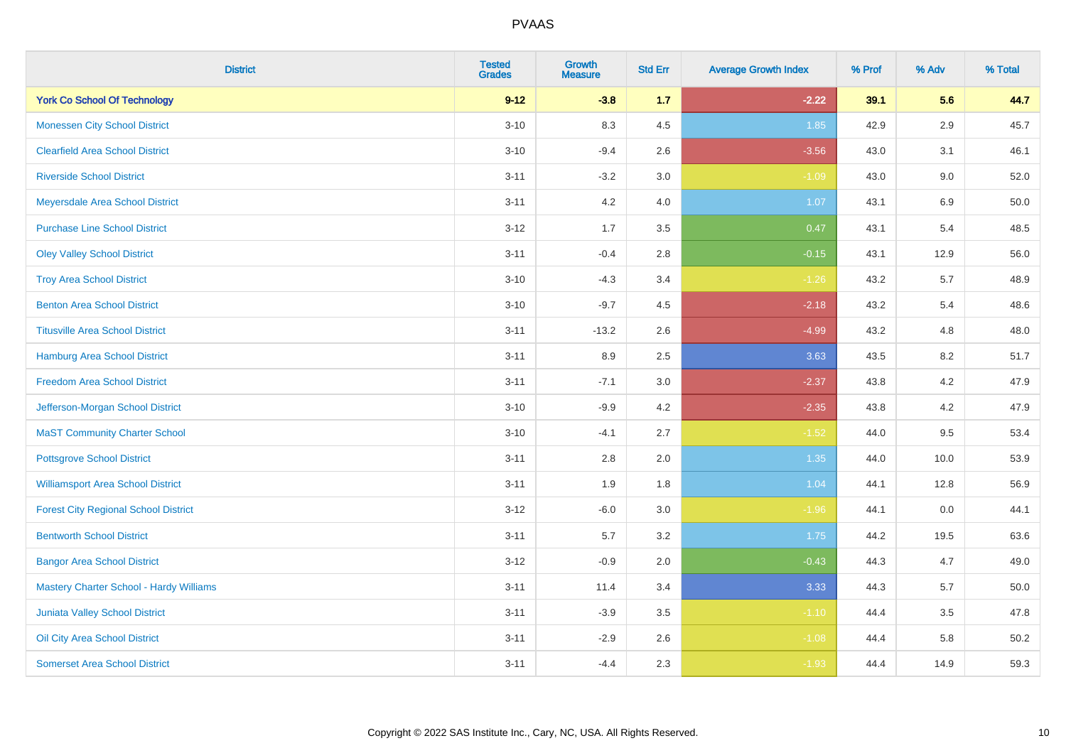# PVAAS

| District | Tested Grades | Growth Measure | Std Err | Average Growth Index | % Prof | % Adv | % Total |
|---|---|---|---|---|---|---|---|
| **York Co School Of Technology** | **9-12** | **-3.8** | **1.7** | **-2.22** | **39.1** | **5.6** | **44.7** |
| Monessen City School District | 3-10 | 8.3 | 4.5 | 1.85 | 42.9 | 2.9 | 45.7 |
| Clearfield Area School District | 3-10 | -9.4 | 2.6 | -3.56 | 43.0 | 3.1 | 46.1 |
| Riverside School District | 3-11 | -3.2 | 3.0 | -1.09 | 43.0 | 9.0 | 52.0 |
| Meyersdale Area School District | 3-11 | 4.2 | 4.0 | 1.07 | 43.1 | 6.9 | 50.0 |
| Purchase Line School District | 3-12 | 1.7 | 3.5 | 0.47 | 43.1 | 5.4 | 48.5 |
| Oley Valley School District | 3-11 | -0.4 | 2.8 | -0.15 | 43.1 | 12.9 | 56.0 |
| Troy Area School District | 3-10 | -4.3 | 3.4 | -1.26 | 43.2 | 5.7 | 48.9 |
| Benton Area School District | 3-10 | -9.7 | 4.5 | -2.18 | 43.2 | 5.4 | 48.6 |
| Titusville Area School District | 3-11 | -13.2 | 2.6 | -4.99 | 43.2 | 4.8 | 48.0 |
| Hamburg Area School District | 3-11 | 8.9 | 2.5 | 3.63 | 43.5 | 8.2 | 51.7 |
| Freedom Area School District | 3-11 | -7.1 | 3.0 | -2.37 | 43.8 | 4.2 | 47.9 |
| Jefferson-Morgan School District | 3-10 | -9.9 | 4.2 | -2.35 | 43.8 | 4.2 | 47.9 |
| MaST Community Charter School | 3-10 | -4.1 | 2.7 | -1.52 | 44.0 | 9.5 | 53.4 |
| Pottsgrove School District | 3-11 | 2.8 | 2.0 | 1.35 | 44.0 | 10.0 | 53.9 |
| Williamsport Area School District | 3-11 | 1.9 | 1.8 | 1.04 | 44.1 | 12.8 | 56.9 |
| Forest City Regional School District | 3-12 | -6.0 | 3.0 | -1.96 | 44.1 | 0.0 | 44.1 |
| Bentworth School District | 3-11 | 5.7 | 3.2 | 1.75 | 44.2 | 19.5 | 63.6 |
| Bangor Area School District | 3-12 | -0.9 | 2.0 | -0.43 | 44.3 | 4.7 | 49.0 |
| Mastery Charter School - Hardy Williams | 3-11 | 11.4 | 3.4 | 3.33 | 44.3 | 5.7 | 50.0 |
| Juniata Valley School District | 3-11 | -3.9 | 3.5 | -1.10 | 44.4 | 3.5 | 47.8 |
| Oil City Area School District | 3-11 | -2.9 | 2.6 | -1.08 | 44.4 | 5.8 | 50.2 |
| Somerset Area School District | 3-11 | -4.4 | 2.3 | -1.93 | 44.4 | 14.9 | 59.3 |

Copyright © 2022 SAS Institute Inc., Cary, NC, USA. All Rights Reserved.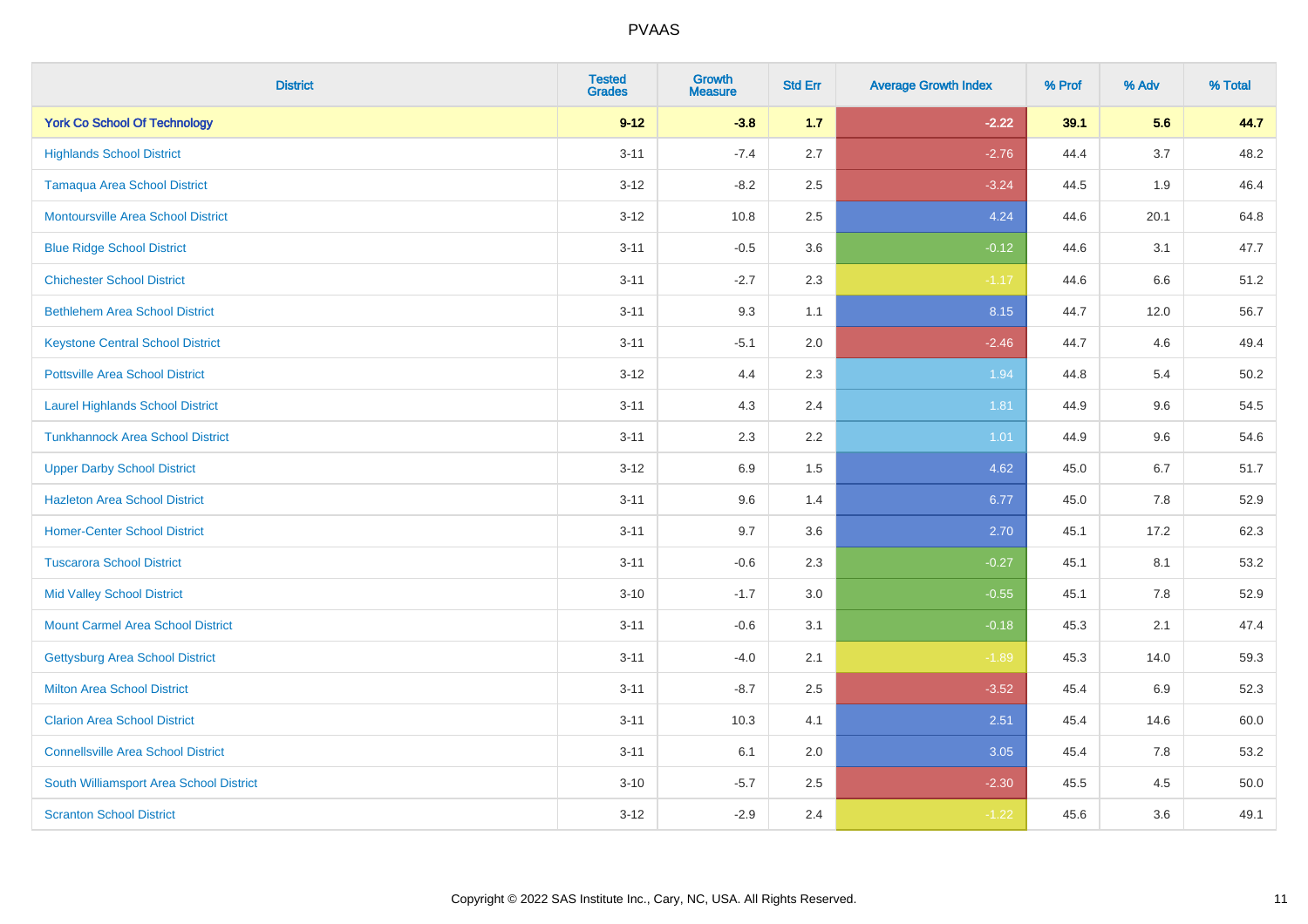PVAAS

| District | Tested Grades | Growth Measure | Std Err | Average Growth Index | % Prof | % Adv | % Total |
|---|---|---|---|---|---|---|---|
| **York Co School Of Technology** | **9-12** | **-3.8** | **1.7** | **-2.22** | **39.1** | **5.6** | **44.7** |
| Highlands School District | 3-11 | -7.4 | 2.7 | -2.76 | 44.4 | 3.7 | 48.2 |
| Tamaqua Area School District | 3-12 | -8.2 | 2.5 | -3.24 | 44.5 | 1.9 | 46.4 |
| Montoursville Area School District | 3-12 | 10.8 | 2.5 | 4.24 | 44.6 | 20.1 | 64.8 |
| Blue Ridge School District | 3-11 | -0.5 | 3.6 | -0.12 | 44.6 | 3.1 | 47.7 |
| Chichester School District | 3-11 | -2.7 | 2.3 | -1.17 | 44.6 | 6.6 | 51.2 |
| Bethlehem Area School District | 3-11 | 9.3 | 1.1 | 8.15 | 44.7 | 12.0 | 56.7 |
| Keystone Central School District | 3-11 | -5.1 | 2.0 | -2.46 | 44.7 | 4.6 | 49.4 |
| Pottsville Area School District | 3-12 | 4.4 | 2.3 | 1.94 | 44.8 | 5.4 | 50.2 |
| Laurel Highlands School District | 3-11 | 4.3 | 2.4 | 1.81 | 44.9 | 9.6 | 54.5 |
| Tunkhannock Area School District | 3-11 | 2.3 | 2.2 | 1.01 | 44.9 | 9.6 | 54.6 |
| Upper Darby School District | 3-12 | 6.9 | 1.5 | 4.62 | 45.0 | 6.7 | 51.7 |
| Hazleton Area School District | 3-11 | 9.6 | 1.4 | 6.77 | 45.0 | 7.8 | 52.9 |
| Homer-Center School District | 3-11 | 9.7 | 3.6 | 2.70 | 45.1 | 17.2 | 62.3 |
| Tuscarora School District | 3-11 | -0.6 | 2.3 | -0.27 | 45.1 | 8.1 | 53.2 |
| Mid Valley School District | 3-10 | -1.7 | 3.0 | -0.55 | 45.1 | 7.8 | 52.9 |
| Mount Carmel Area School District | 3-11 | -0.6 | 3.1 | -0.18 | 45.3 | 2.1 | 47.4 |
| Gettysburg Area School District | 3-11 | -4.0 | 2.1 | -1.89 | 45.3 | 14.0 | 59.3 |
| Milton Area School District | 3-11 | -8.7 | 2.5 | -3.52 | 45.4 | 6.9 | 52.3 |
| Clarion Area School District | 3-11 | 10.3 | 4.1 | 2.51 | 45.4 | 14.6 | 60.0 |
| Connellsville Area School District | 3-11 | 6.1 | 2.0 | 3.05 | 45.4 | 7.8 | 53.2 |
| South Williamsport Area School District | 3-10 | -5.7 | 2.5 | -2.30 | 45.5 | 4.5 | 50.0 |
| Scranton School District | 3-12 | -2.9 | 2.4 | -1.22 | 45.6 | 3.6 | 49.1 |

Copyright © 2022 SAS Institute Inc., Cary, NC, USA. All Rights Reserved.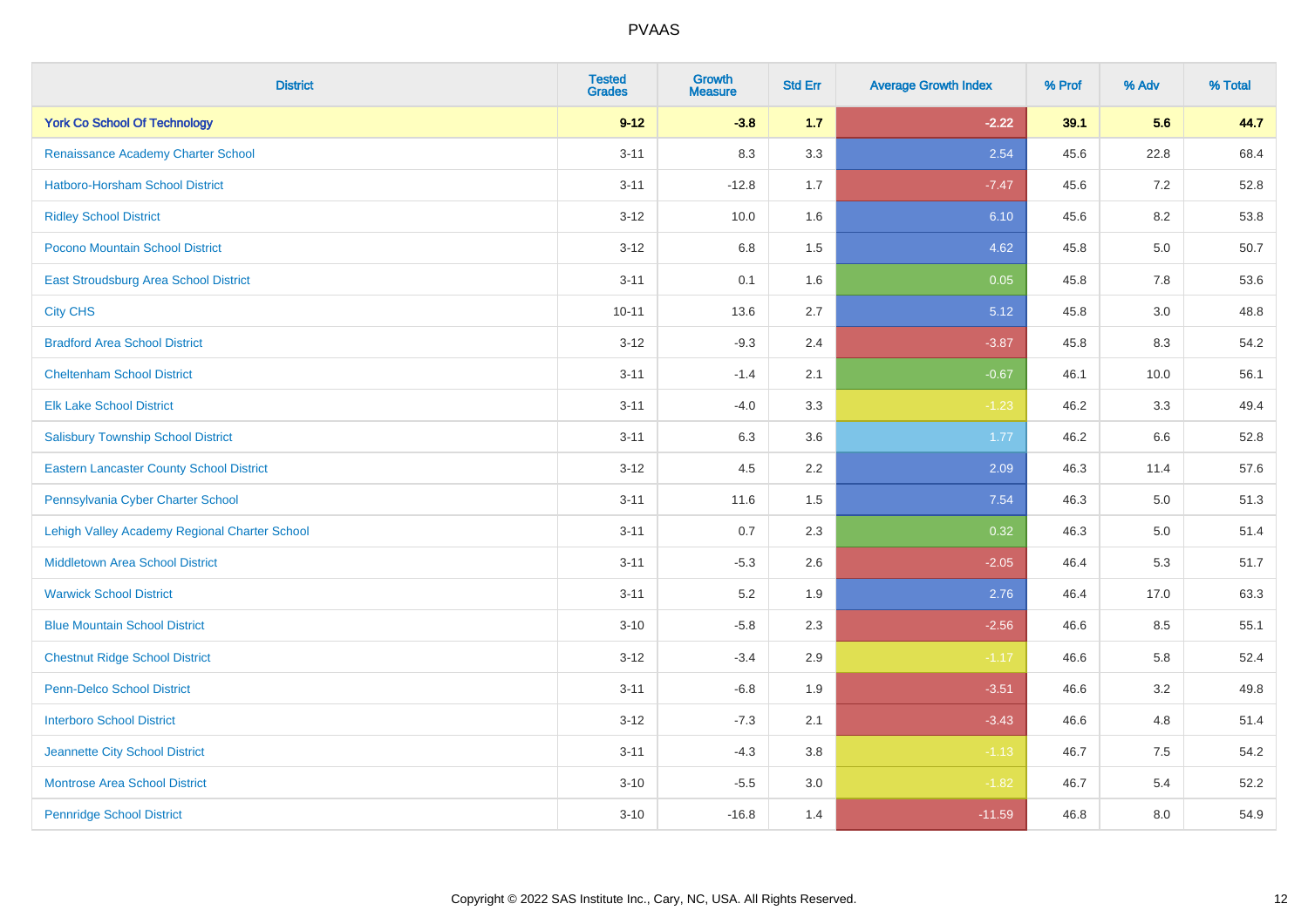# PVAAS

| District | Tested Grades | Growth Measure | Std Err | Average Growth Index | % Prof | % Adv | % Total |
|---|---|---|---|---|---|---|---|
| **York Co School Of Technology** | **9-12** | **-3.8** | **1.7** | **-2.22** | **39.1** | **5.6** | **44.7** |
| Renaissance Academy Charter School | 3-11 | 8.3 | 3.3 | 2.54 | 45.6 | 22.8 | 68.4 |
| Hatboro-Horsham School District | 3-11 | -12.8 | 1.7 | -7.47 | 45.6 | 7.2 | 52.8 |
| Ridley School District | 3-12 | 10.0 | 1.6 | 6.10 | 45.6 | 8.2 | 53.8 |
| Pocono Mountain School District | 3-12 | 6.8 | 1.5 | 4.62 | 45.8 | 5.0 | 50.7 |
| East Stroudsburg Area School District | 3-11 | 0.1 | 1.6 | 0.05 | 45.8 | 7.8 | 53.6 |
| City CHS | 10-11 | 13.6 | 2.7 | 5.12 | 45.8 | 3.0 | 48.8 |
| Bradford Area School District | 3-12 | -9.3 | 2.4 | -3.87 | 45.8 | 8.3 | 54.2 |
| Cheltenham School District | 3-11 | -1.4 | 2.1 | -0.67 | 46.1 | 10.0 | 56.1 |
| Elk Lake School District | 3-11 | -4.0 | 3.3 | -1.23 | 46.2 | 3.3 | 49.4 |
| Salisbury Township School District | 3-11 | 6.3 | 3.6 | 1.77 | 46.2 | 6.6 | 52.8 |
| Eastern Lancaster County School District | 3-12 | 4.5 | 2.2 | 2.09 | 46.3 | 11.4 | 57.6 |
| Pennsylvania Cyber Charter School | 3-11 | 11.6 | 1.5 | 7.54 | 46.3 | 5.0 | 51.3 |
| Lehigh Valley Academy Regional Charter School | 3-11 | 0.7 | 2.3 | 0.32 | 46.3 | 5.0 | 51.4 |
| Middletown Area School District | 3-11 | -5.3 | 2.6 | -2.05 | 46.4 | 5.3 | 51.7 |
| Warwick School District | 3-11 | 5.2 | 1.9 | 2.76 | 46.4 | 17.0 | 63.3 |
| Blue Mountain School District | 3-10 | -5.8 | 2.3 | -2.56 | 46.6 | 8.5 | 55.1 |
| Chestnut Ridge School District | 3-12 | -3.4 | 2.9 | -1.17 | 46.6 | 5.8 | 52.4 |
| Penn-Delco School District | 3-11 | -6.8 | 1.9 | -3.51 | 46.6 | 3.2 | 49.8 |
| Interboro School District | 3-12 | -7.3 | 2.1 | -3.43 | 46.6 | 4.8 | 51.4 |
| Jeannette City School District | 3-11 | -4.3 | 3.8 | -1.13 | 46.7 | 7.5 | 54.2 |
| Montrose Area School District | 3-10 | -5.5 | 3.0 | -1.82 | 46.7 | 5.4 | 52.2 |
| Pennridge School District | 3-10 | -16.8 | 1.4 | -11.59 | 46.8 | 8.0 | 54.9 |

Copyright © 2022 SAS Institute Inc., Cary, NC, USA. All Rights Reserved.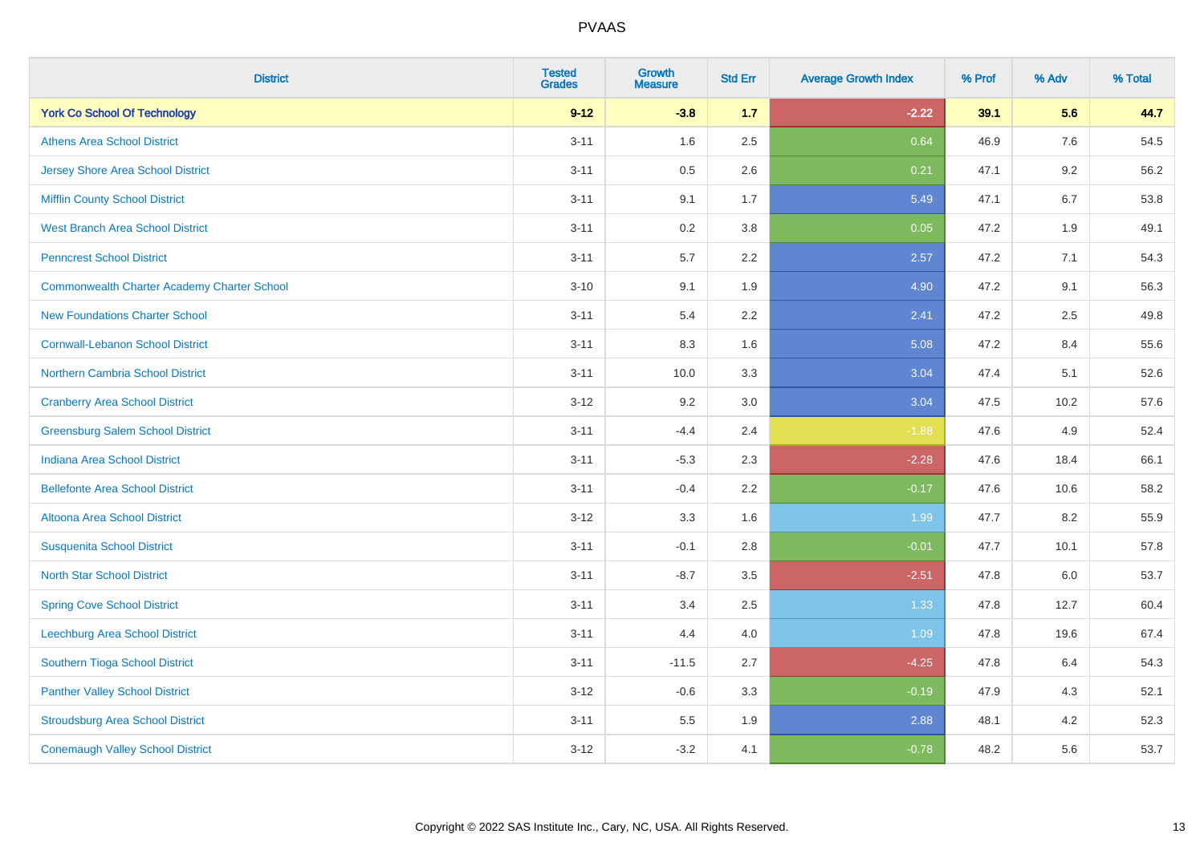| District | Tested Grades | Growth Measure | Std Err | Average Growth Index | % Prof | % Adv | % Total |
|---|---|---|---|---|---|---|---|
| **York Co School Of Technology** | **9-12** | **-3.8** | **1.7** | **-2.22** | **39.1** | **5.6** | **44.7** |
| Athens Area School District | 3-11 | 1.6 | 2.5 | 0.64 | 46.9 | 7.6 | 54.5 |
| Jersey Shore Area School District | 3-11 | 0.5 | 2.6 | 0.21 | 47.1 | 9.2 | 56.2 |
| Mifflin County School District | 3-11 | 9.1 | 1.7 | 5.49 | 47.1 | 6.7 | 53.8 |
| West Branch Area School District | 3-11 | 0.2 | 3.8 | 0.05 | 47.2 | 1.9 | 49.1 |
| Penncrest School District | 3-11 | 5.7 | 2.2 | 2.57 | 47.2 | 7.1 | 54.3 |
| Commonwealth Charter Academy Charter School | 3-10 | 9.1 | 1.9 | 4.90 | 47.2 | 9.1 | 56.3 |
| New Foundations Charter School | 3-11 | 5.4 | 2.2 | 2.41 | 47.2 | 2.5 | 49.8 |
| Cornwall-Lebanon School District | 3-11 | 8.3 | 1.6 | 5.08 | 47.2 | 8.4 | 55.6 |
| Northern Cambria School District | 3-11 | 10.0 | 3.3 | 3.04 | 47.4 | 5.1 | 52.6 |
| Cranberry Area School District | 3-12 | 9.2 | 3.0 | 3.04 | 47.5 | 10.2 | 57.6 |
| Greensburg Salem School District | 3-11 | -4.4 | 2.4 | -1.88 | 47.6 | 4.9 | 52.4 |
| Indiana Area School District | 3-11 | -5.3 | 2.3 | -2.28 | 47.6 | 18.4 | 66.1 |
| Bellefonte Area School District | 3-11 | -0.4 | 2.2 | -0.17 | 47.6 | 10.6 | 58.2 |
| Altoona Area School District | 3-12 | 3.3 | 1.6 | 1.99 | 47.7 | 8.2 | 55.9 |
| Susquenita School District | 3-11 | -0.1 | 2.8 | -0.01 | 47.7 | 10.1 | 57.8 |
| North Star School District | 3-11 | -8.7 | 3.5 | -2.51 | 47.8 | 6.0 | 53.7 |
| Spring Cove School District | 3-11 | 3.4 | 2.5 | 1.33 | 47.8 | 12.7 | 60.4 |
| Leechburg Area School District | 3-11 | 4.4 | 4.0 | 1.09 | 47.8 | 19.6 | 67.4 |
| Southern Tioga School District | 3-11 | -11.5 | 2.7 | -4.25 | 47.8 | 6.4 | 54.3 |
| Panther Valley School District | 3-12 | -0.6 | 3.3 | -0.19 | 47.9 | 4.3 | 52.1 |
| Stroudsburg Area School District | 3-11 | 5.5 | 1.9 | 2.88 | 48.1 | 4.2 | 52.3 |
| Conemaugh Valley School District | 3-12 | -3.2 | 4.1 | -0.78 | 48.2 | 5.6 | 53.7 |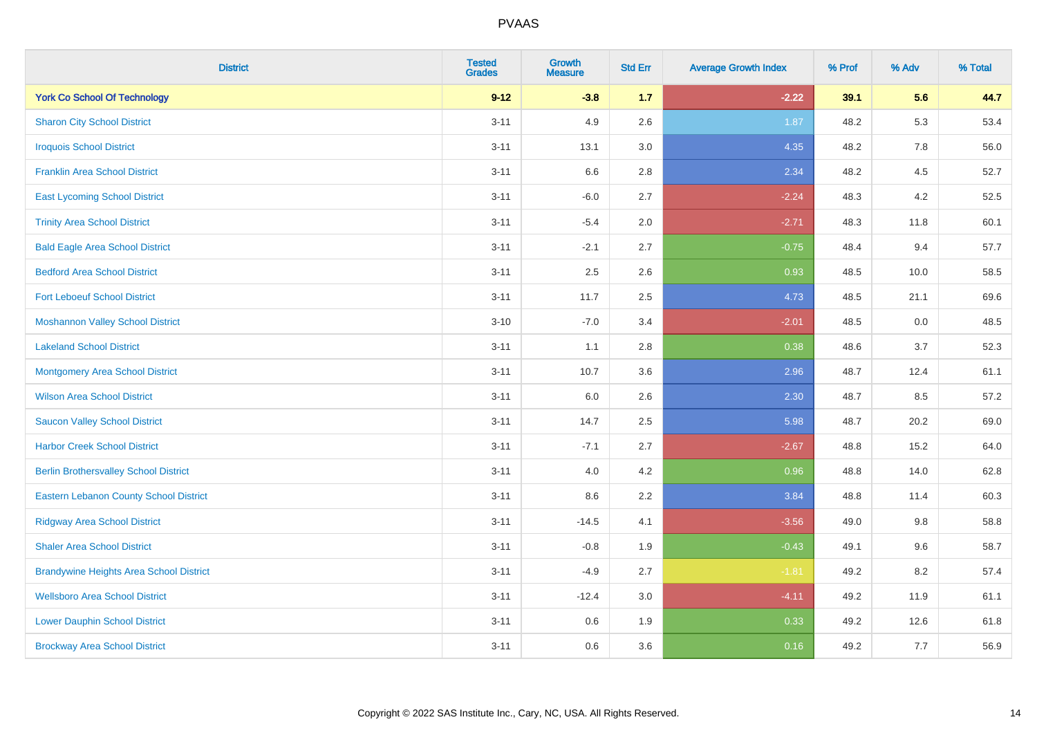# PVAAS

| District | Tested Grades | Growth Measure | Std Err | Average Growth Index | % Prof | % Adv | % Total |
|---|---|---|---|---|---|---|---|
| **York Co School Of Technology** | **9-12** | **-3.8** | **1.7** | **-2.22** | **39.1** | **5.6** | **44.7** |
| Sharon City School District | 3-11 | 4.9 | 2.6 | 1.87 | 48.2 | 5.3 | 53.4 |
| Iroquois School District | 3-11 | 13.1 | 3.0 | 4.35 | 48.2 | 7.8 | 56.0 |
| Franklin Area School District | 3-11 | 6.6 | 2.8 | 2.34 | 48.2 | 4.5 | 52.7 |
| East Lycoming School District | 3-11 | -6.0 | 2.7 | -2.24 | 48.3 | 4.2 | 52.5 |
| Trinity Area School District | 3-11 | -5.4 | 2.0 | -2.71 | 48.3 | 11.8 | 60.1 |
| Bald Eagle Area School District | 3-11 | -2.1 | 2.7 | -0.75 | 48.4 | 9.4 | 57.7 |
| Bedford Area School District | 3-11 | 2.5 | 2.6 | 0.93 | 48.5 | 10.0 | 58.5 |
| Fort Leboeuf School District | 3-11 | 11.7 | 2.5 | 4.73 | 48.5 | 21.1 | 69.6 |
| Moshannon Valley School District | 3-10 | -7.0 | 3.4 | -2.01 | 48.5 | 0.0 | 48.5 |
| Lakeland School District | 3-11 | 1.1 | 2.8 | 0.38 | 48.6 | 3.7 | 52.3 |
| Montgomery Area School District | 3-11 | 10.7 | 3.6 | 2.96 | 48.7 | 12.4 | 61.1 |
| Wilson Area School District | 3-11 | 6.0 | 2.6 | 2.30 | 48.7 | 8.5 | 57.2 |
| Saucon Valley School District | 3-11 | 14.7 | 2.5 | 5.98 | 48.7 | 20.2 | 69.0 |
| Harbor Creek School District | 3-11 | -7.1 | 2.7 | -2.67 | 48.8 | 15.2 | 64.0 |
| Berlin Brothersvalley School District | 3-11 | 4.0 | 4.2 | 0.96 | 48.8 | 14.0 | 62.8 |
| Eastern Lebanon County School District | 3-11 | 8.6 | 2.2 | 3.84 | 48.8 | 11.4 | 60.3 |
| Ridgway Area School District | 3-11 | -14.5 | 4.1 | -3.56 | 49.0 | 9.8 | 58.8 |
| Shaler Area School District | 3-11 | -0.8 | 1.9 | -0.43 | 49.1 | 9.6 | 58.7 |
| Brandywine Heights Area School District | 3-11 | -4.9 | 2.7 | -1.81 | 49.2 | 8.2 | 57.4 |
| Wellsboro Area School District | 3-11 | -12.4 | 3.0 | -4.11 | 49.2 | 11.9 | 61.1 |
| Lower Dauphin School District | 3-11 | 0.6 | 1.9 | 0.33 | 49.2 | 12.6 | 61.8 |
| Brockway Area School District | 3-11 | 0.6 | 3.6 | 0.16 | 49.2 | 7.7 | 56.9 |

Copyright © 2022 SAS Institute Inc., Cary, NC, USA. All Rights Reserved.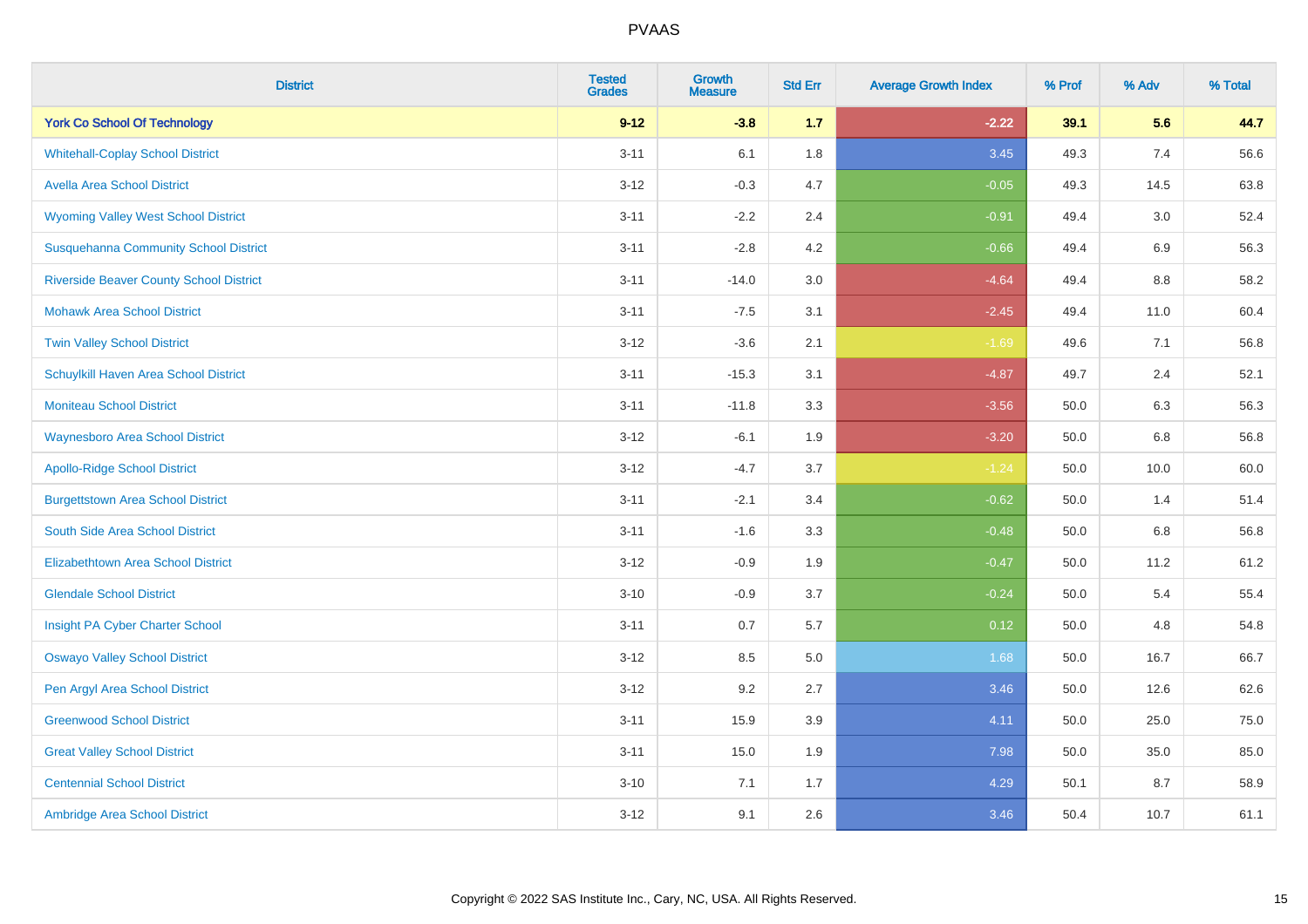# PVAAS

| District | Tested Grades | Growth Measure | Std Err | Average Growth Index | % Prof | % Adv | % Total |
|---|---|---|---|---|---|---|---|
| **York Co School Of Technology** | **9-12** | **-3.8** | **1.7** | **-2.22** | **39.1** | **5.6** | **44.7** |
| Whitehall-Coplay School District | 3-11 | 6.1 | 1.8 | 3.45 | 49.3 | 7.4 | 56.6 |
| Avella Area School District | 3-12 | -0.3 | 4.7 | -0.05 | 49.3 | 14.5 | 63.8 |
| Wyoming Valley West School District | 3-11 | -2.2 | 2.4 | -0.91 | 49.4 | 3.0 | 52.4 |
| Susquehanna Community School District | 3-11 | -2.8 | 4.2 | -0.66 | 49.4 | 6.9 | 56.3 |
| Riverside Beaver County School District | 3-11 | -14.0 | 3.0 | -4.64 | 49.4 | 8.8 | 58.2 |
| Mohawk Area School District | 3-11 | -7.5 | 3.1 | -2.45 | 49.4 | 11.0 | 60.4 |
| Twin Valley School District | 3-12 | -3.6 | 2.1 | -1.69 | 49.6 | 7.1 | 56.8 |
| Schuylkill Haven Area School District | 3-11 | -15.3 | 3.1 | -4.87 | 49.7 | 2.4 | 52.1 |
| Moniteau School District | 3-11 | -11.8 | 3.3 | -3.56 | 50.0 | 6.3 | 56.3 |
| Waynesboro Area School District | 3-12 | -6.1 | 1.9 | -3.20 | 50.0 | 6.8 | 56.8 |
| Apollo-Ridge School District | 3-12 | -4.7 | 3.7 | -1.24 | 50.0 | 10.0 | 60.0 |
| Burgettstown Area School District | 3-11 | -2.1 | 3.4 | -0.62 | 50.0 | 1.4 | 51.4 |
| South Side Area School District | 3-11 | -1.6 | 3.3 | -0.48 | 50.0 | 6.8 | 56.8 |
| Elizabethtown Area School District | 3-12 | -0.9 | 1.9 | -0.47 | 50.0 | 11.2 | 61.2 |
| Glendale School District | 3-10 | -0.9 | 3.7 | -0.24 | 50.0 | 5.4 | 55.4 |
| Insight PA Cyber Charter School | 3-11 | 0.7 | 5.7 | 0.12 | 50.0 | 4.8 | 54.8 |
| Oswayo Valley School District | 3-12 | 8.5 | 5.0 | 1.68 | 50.0 | 16.7 | 66.7 |
| Pen Argyl Area School District | 3-12 | 9.2 | 2.7 | 3.46 | 50.0 | 12.6 | 62.6 |
| Greenwood School District | 3-11 | 15.9 | 3.9 | 4.11 | 50.0 | 25.0 | 75.0 |
| Great Valley School District | 3-11 | 15.0 | 1.9 | 7.98 | 50.0 | 35.0 | 85.0 |
| Centennial School District | 3-10 | 7.1 | 1.7 | 4.29 | 50.1 | 8.7 | 58.9 |
| Ambridge Area School District | 3-12 | 9.1 | 2.6 | 3.46 | 50.4 | 10.7 | 61.1 |

Copyright © 2022 SAS Institute Inc., Cary, NC, USA. All Rights Reserved.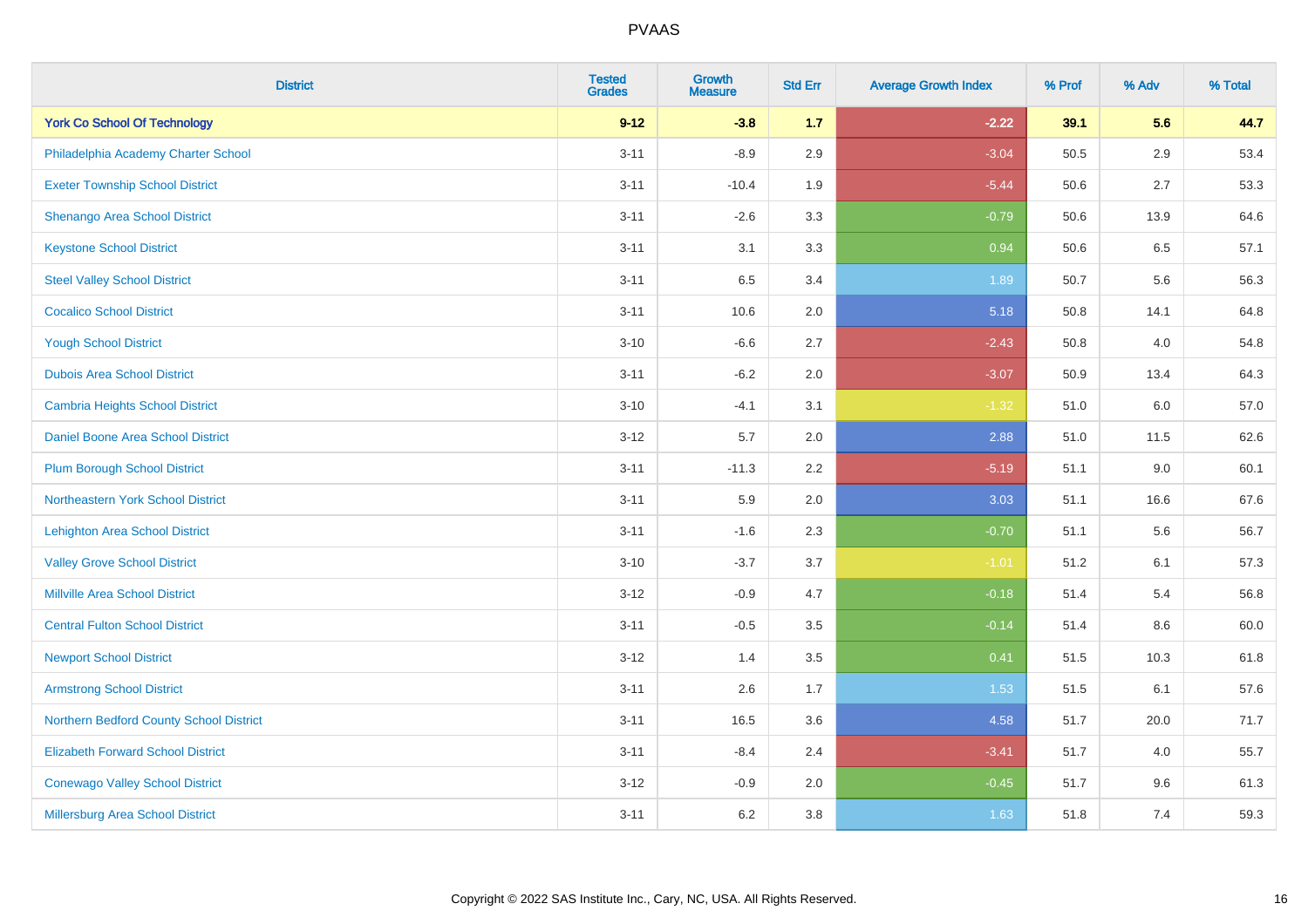PVAAS

| District | Tested Grades | Growth Measure | Std Err | Average Growth Index | % Prof | % Adv | % Total |
|---|---|---|---|---|---|---|---|
| **York Co School Of Technology** | **9-12** | **-3.8** | **1.7** | **-2.22** | **39.1** | **5.6** | **44.7** |
| Philadelphia Academy Charter School | 3-11 | -8.9 | 2.9 | -3.04 | 50.5 | 2.9 | 53.4 |
| Exeter Township School District | 3-11 | -10.4 | 1.9 | -5.44 | 50.6 | 2.7 | 53.3 |
| Shenango Area School District | 3-11 | -2.6 | 3.3 | -0.79 | 50.6 | 13.9 | 64.6 |
| Keystone School District | 3-11 | 3.1 | 3.3 | 0.94 | 50.6 | 6.5 | 57.1 |
| Steel Valley School District | 3-11 | 6.5 | 3.4 | 1.89 | 50.7 | 5.6 | 56.3 |
| Cocalico School District | 3-11 | 10.6 | 2.0 | 5.18 | 50.8 | 14.1 | 64.8 |
| Yough School District | 3-10 | -6.6 | 2.7 | -2.43 | 50.8 | 4.0 | 54.8 |
| Dubois Area School District | 3-11 | -6.2 | 2.0 | -3.07 | 50.9 | 13.4 | 64.3 |
| Cambria Heights School District | 3-10 | -4.1 | 3.1 | -1.32 | 51.0 | 6.0 | 57.0 |
| Daniel Boone Area School District | 3-12 | 5.7 | 2.0 | 2.88 | 51.0 | 11.5 | 62.6 |
| Plum Borough School District | 3-11 | -11.3 | 2.2 | -5.19 | 51.1 | 9.0 | 60.1 |
| Northeastern York School District | 3-11 | 5.9 | 2.0 | 3.03 | 51.1 | 16.6 | 67.6 |
| Lehighton Area School District | 3-11 | -1.6 | 2.3 | -0.70 | 51.1 | 5.6 | 56.7 |
| Valley Grove School District | 3-10 | -3.7 | 3.7 | -1.01 | 51.2 | 6.1 | 57.3 |
| Millville Area School District | 3-12 | -0.9 | 4.7 | -0.18 | 51.4 | 5.4 | 56.8 |
| Central Fulton School District | 3-11 | -0.5 | 3.5 | -0.14 | 51.4 | 8.6 | 60.0 |
| Newport School District | 3-12 | 1.4 | 3.5 | 0.41 | 51.5 | 10.3 | 61.8 |
| Armstrong School District | 3-11 | 2.6 | 1.7 | 1.53 | 51.5 | 6.1 | 57.6 |
| Northern Bedford County School District | 3-11 | 16.5 | 3.6 | 4.58 | 51.7 | 20.0 | 71.7 |
| Elizabeth Forward School District | 3-11 | -8.4 | 2.4 | -3.41 | 51.7 | 4.0 | 55.7 |
| Conewago Valley School District | 3-12 | -0.9 | 2.0 | -0.45 | 51.7 | 9.6 | 61.3 |
| Millersburg Area School District | 3-11 | 6.2 | 3.8 | 1.63 | 51.8 | 7.4 | 59.3 |

Copyright © 2022 SAS Institute Inc., Cary, NC, USA. All Rights Reserved.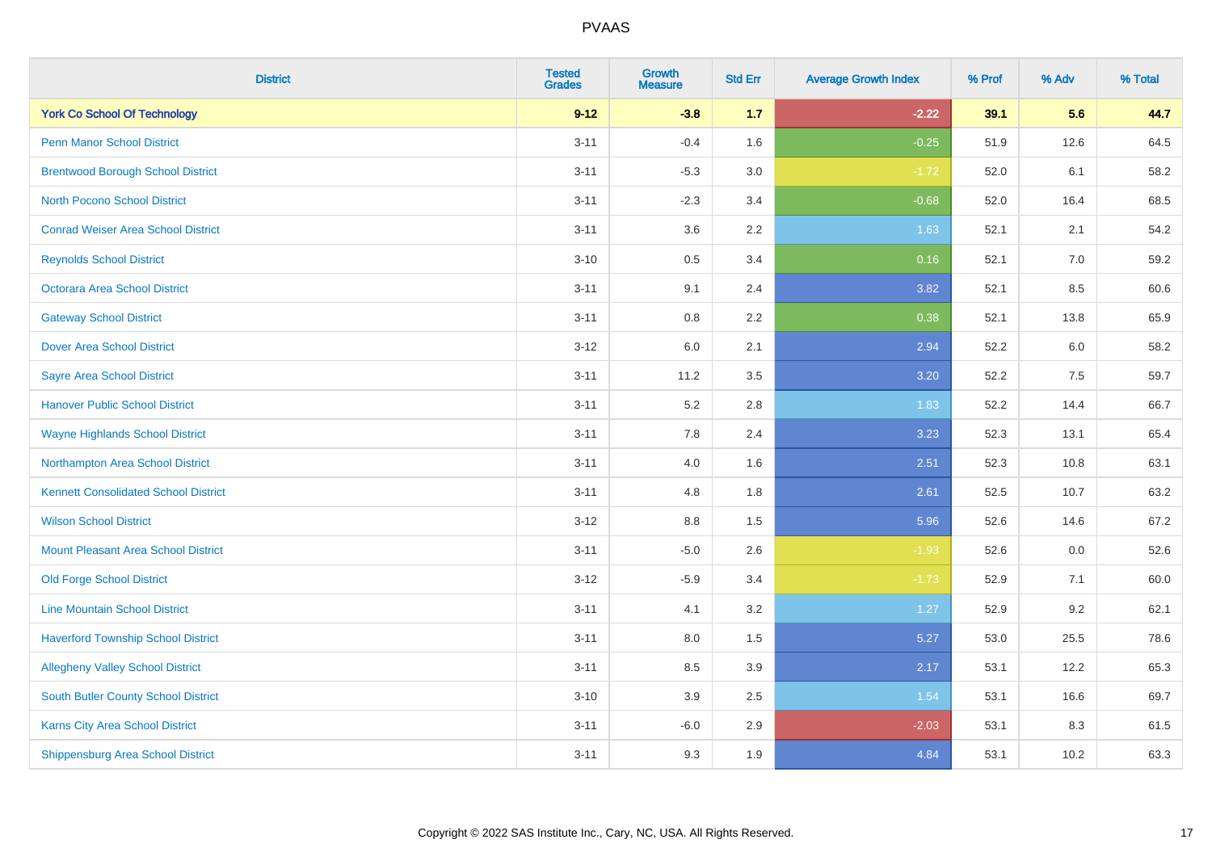| District | Tested Grades | Growth Measure | Std Err | Average Growth Index | % Prof | % Adv | % Total |
|---|---|---|---|---|---|---|---|
| **York Co School Of Technology** | **9-12** | **-3.8** | **1.7** | **-2.22** | **39.1** | **5.6** | **44.7** |
| Penn Manor School District | 3-11 | -0.4 | 1.6 | -0.25 | 51.9 | 12.6 | 64.5 |
| Brentwood Borough School District | 3-11 | -5.3 | 3.0 | -1.72 | 52.0 | 6.1 | 58.2 |
| North Pocono School District | 3-11 | -2.3 | 3.4 | -0.68 | 52.0 | 16.4 | 68.5 |
| Conrad Weiser Area School District | 3-11 | 3.6 | 2.2 | 1.63 | 52.1 | 2.1 | 54.2 |
| Reynolds School District | 3-10 | 0.5 | 3.4 | 0.16 | 52.1 | 7.0 | 59.2 |
| Octorara Area School District | 3-11 | 9.1 | 2.4 | 3.82 | 52.1 | 8.5 | 60.6 |
| Gateway School District | 3-11 | 0.8 | 2.2 | 0.38 | 52.1 | 13.8 | 65.9 |
| Dover Area School District | 3-12 | 6.0 | 2.1 | 2.94 | 52.2 | 6.0 | 58.2 |
| Sayre Area School District | 3-11 | 11.2 | 3.5 | 3.20 | 52.2 | 7.5 | 59.7 |
| Hanover Public School District | 3-11 | 5.2 | 2.8 | 1.83 | 52.2 | 14.4 | 66.7 |
| Wayne Highlands School District | 3-11 | 7.8 | 2.4 | 3.23 | 52.3 | 13.1 | 65.4 |
| Northampton Area School District | 3-11 | 4.0 | 1.6 | 2.51 | 52.3 | 10.8 | 63.1 |
| Kennett Consolidated School District | 3-11 | 4.8 | 1.8 | 2.61 | 52.5 | 10.7 | 63.2 |
| Wilson School District | 3-12 | 8.8 | 1.5 | 5.96 | 52.6 | 14.6 | 67.2 |
| Mount Pleasant Area School District | 3-11 | -5.0 | 2.6 | -1.93 | 52.6 | 0.0 | 52.6 |
| Old Forge School District | 3-12 | -5.9 | 3.4 | -1.73 | 52.9 | 7.1 | 60.0 |
| Line Mountain School District | 3-11 | 4.1 | 3.2 | 1.27 | 52.9 | 9.2 | 62.1 |
| Haverford Township School District | 3-11 | 8.0 | 1.5 | 5.27 | 53.0 | 25.5 | 78.6 |
| Allegheny Valley School District | 3-11 | 8.5 | 3.9 | 2.17 | 53.1 | 12.2 | 65.3 |
| South Butler County School District | 3-10 | 3.9 | 2.5 | 1.54 | 53.1 | 16.6 | 69.7 |
| Karns City Area School District | 3-11 | -6.0 | 2.9 | -2.03 | 53.1 | 8.3 | 61.5 |
| Shippensburg Area School District | 3-11 | 9.3 | 1.9 | 4.84 | 53.1 | 10.2 | 63.3 |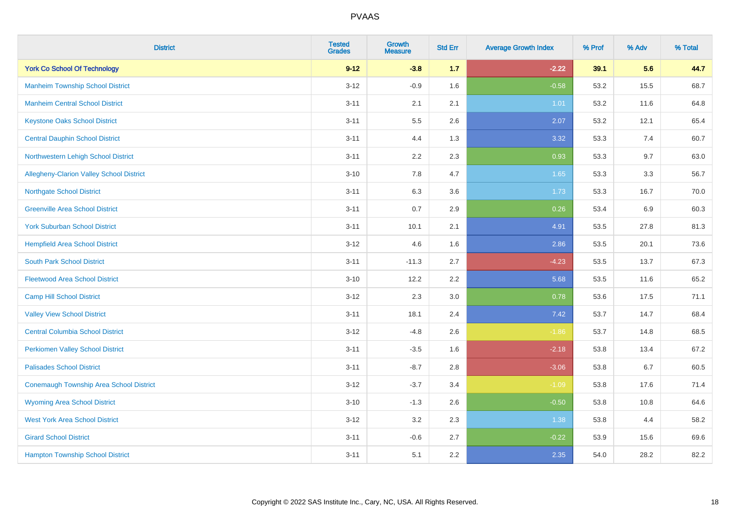# PVAAS

| District | Tested Grades | Growth Measure | Std Err | Average Growth Index | % Prof | % Adv | % Total |
|---|---|---|---|---|---|---|---|
| **York Co School Of Technology** | **9-12** | **-3.8** | **1.7** | **-2.22** | **39.1** | **5.6** | **44.7** |
| Manheim Township School District | 3-12 | -0.9 | 1.6 | -0.58 | 53.2 | 15.5 | 68.7 |
| Manheim Central School District | 3-11 | 2.1 | 2.1 | 1.01 | 53.2 | 11.6 | 64.8 |
| Keystone Oaks School District | 3-11 | 5.5 | 2.6 | 2.07 | 53.2 | 12.1 | 65.4 |
| Central Dauphin School District | 3-11 | 4.4 | 1.3 | 3.32 | 53.3 | 7.4 | 60.7 |
| Northwestern Lehigh School District | 3-11 | 2.2 | 2.3 | 0.93 | 53.3 | 9.7 | 63.0 |
| Allegheny-Clarion Valley School District | 3-10 | 7.8 | 4.7 | 1.65 | 53.3 | 3.3 | 56.7 |
| Northgate School District | 3-11 | 6.3 | 3.6 | 1.73 | 53.3 | 16.7 | 70.0 |
| Greenville Area School District | 3-11 | 0.7 | 2.9 | 0.26 | 53.4 | 6.9 | 60.3 |
| York Suburban School District | 3-11 | 10.1 | 2.1 | 4.91 | 53.5 | 27.8 | 81.3 |
| Hempfield Area School District | 3-12 | 4.6 | 1.6 | 2.86 | 53.5 | 20.1 | 73.6 |
| South Park School District | 3-11 | -11.3 | 2.7 | -4.23 | 53.5 | 13.7 | 67.3 |
| Fleetwood Area School District | 3-10 | 12.2 | 2.2 | 5.68 | 53.5 | 11.6 | 65.2 |
| Camp Hill School District | 3-12 | 2.3 | 3.0 | 0.78 | 53.6 | 17.5 | 71.1 |
| Valley View School District | 3-11 | 18.1 | 2.4 | 7.42 | 53.7 | 14.7 | 68.4 |
| Central Columbia School District | 3-12 | -4.8 | 2.6 | -1.86 | 53.7 | 14.8 | 68.5 |
| Perkiomen Valley School District | 3-11 | -3.5 | 1.6 | -2.18 | 53.8 | 13.4 | 67.2 |
| Palisades School District | 3-11 | -8.7 | 2.8 | -3.06 | 53.8 | 6.7 | 60.5 |
| Conemaugh Township Area School District | 3-12 | -3.7 | 3.4 | -1.09 | 53.8 | 17.6 | 71.4 |
| Wyoming Area School District | 3-10 | -1.3 | 2.6 | -0.50 | 53.8 | 10.8 | 64.6 |
| West York Area School District | 3-12 | 3.2 | 2.3 | 1.38 | 53.8 | 4.4 | 58.2 |
| Girard School District | 3-11 | -0.6 | 2.7 | -0.22 | 53.9 | 15.6 | 69.6 |
| Hampton Township School District | 3-11 | 5.1 | 2.2 | 2.35 | 54.0 | 28.2 | 82.2 |

Copyright © 2022 SAS Institute Inc., Cary, NC, USA. All Rights Reserved.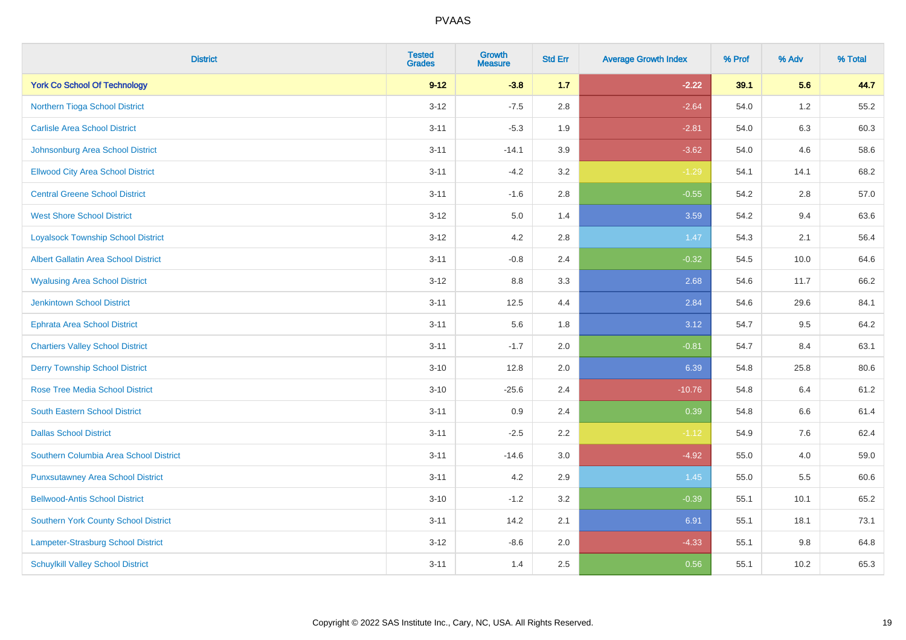PVAAS

| District | Tested Grades | Growth Measure | Std Err | Average Growth Index | % Prof | % Adv | % Total |
|---|---|---|---|---|---|---|---|
| **York Co School Of Technology** | **9-12** | **-3.8** | **1.7** | **-2.22** | **39.1** | **5.6** | **44.7** |
| Northern Tioga School District | 3-12 | -7.5 | 2.8 | -2.64 | 54.0 | 1.2 | 55.2 |
| Carlisle Area School District | 3-11 | -5.3 | 1.9 | -2.81 | 54.0 | 6.3 | 60.3 |
| Johnsonburg Area School District | 3-11 | -14.1 | 3.9 | -3.62 | 54.0 | 4.6 | 58.6 |
| Ellwood City Area School District | 3-11 | -4.2 | 3.2 | -1.29 | 54.1 | 14.1 | 68.2 |
| Central Greene School District | 3-11 | -1.6 | 2.8 | -0.55 | 54.2 | 2.8 | 57.0 |
| West Shore School District | 3-12 | 5.0 | 1.4 | 3.59 | 54.2 | 9.4 | 63.6 |
| Loyalsock Township School District | 3-12 | 4.2 | 2.8 | 1.47 | 54.3 | 2.1 | 56.4 |
| Albert Gallatin Area School District | 3-11 | -0.8 | 2.4 | -0.32 | 54.5 | 10.0 | 64.6 |
| Wyalusing Area School District | 3-12 | 8.8 | 3.3 | 2.68 | 54.6 | 11.7 | 66.2 |
| Jenkintown School District | 3-11 | 12.5 | 4.4 | 2.84 | 54.6 | 29.6 | 84.1 |
| Ephrata Area School District | 3-11 | 5.6 | 1.8 | 3.12 | 54.7 | 9.5 | 64.2 |
| Chartiers Valley School District | 3-11 | -1.7 | 2.0 | -0.81 | 54.7 | 8.4 | 63.1 |
| Derry Township School District | 3-10 | 12.8 | 2.0 | 6.39 | 54.8 | 25.8 | 80.6 |
| Rose Tree Media School District | 3-10 | -25.6 | 2.4 | -10.76 | 54.8 | 6.4 | 61.2 |
| South Eastern School District | 3-11 | 0.9 | 2.4 | 0.39 | 54.8 | 6.6 | 61.4 |
| Dallas School District | 3-11 | -2.5 | 2.2 | -1.12 | 54.9 | 7.6 | 62.4 |
| Southern Columbia Area School District | 3-11 | -14.6 | 3.0 | -4.92 | 55.0 | 4.0 | 59.0 |
| Punxsutawney Area School District | 3-11 | 4.2 | 2.9 | 1.45 | 55.0 | 5.5 | 60.6 |
| Bellwood-Antis School District | 3-10 | -1.2 | 3.2 | -0.39 | 55.1 | 10.1 | 65.2 |
| Southern York County School District | 3-11 | 14.2 | 2.1 | 6.91 | 55.1 | 18.1 | 73.1 |
| Lampeter-Strasburg School District | 3-12 | -8.6 | 2.0 | -4.33 | 55.1 | 9.8 | 64.8 |
| Schuylkill Valley School District | 3-11 | 1.4 | 2.5 | 0.56 | 55.1 | 10.2 | 65.3 |

Copyright © 2022 SAS Institute Inc., Cary, NC, USA. All Rights Reserved.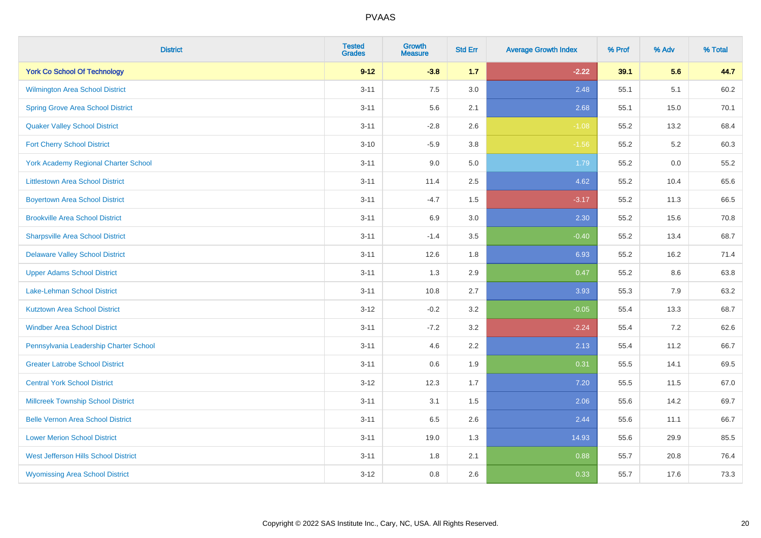# PVAAS

| District | Tested Grades | Growth Measure | Std Err | Average Growth Index | % Prof | % Adv | % Total |
|---|---|---|---|---|---|---|---|
| **York Co School Of Technology** | **9-12** | **-3.8** | **1.7** | **-2.22** | **39.1** | **5.6** | **44.7** |
| Wilmington Area School District | 3-11 | 7.5 | 3.0 | 2.48 | 55.1 | 5.1 | 60.2 |
| Spring Grove Area School District | 3-11 | 5.6 | 2.1 | 2.68 | 55.1 | 15.0 | 70.1 |
| Quaker Valley School District | 3-11 | -2.8 | 2.6 | -1.08 | 55.2 | 13.2 | 68.4 |
| Fort Cherry School District | 3-10 | -5.9 | 3.8 | -1.56 | 55.2 | 5.2 | 60.3 |
| York Academy Regional Charter School | 3-11 | 9.0 | 5.0 | 1.79 | 55.2 | 0.0 | 55.2 |
| Littlestown Area School District | 3-11 | 11.4 | 2.5 | 4.62 | 55.2 | 10.4 | 65.6 |
| Boyertown Area School District | 3-11 | -4.7 | 1.5 | -3.17 | 55.2 | 11.3 | 66.5 |
| Brookville Area School District | 3-11 | 6.9 | 3.0 | 2.30 | 55.2 | 15.6 | 70.8 |
| Sharpsville Area School District | 3-11 | -1.4 | 3.5 | -0.40 | 55.2 | 13.4 | 68.7 |
| Delaware Valley School District | 3-11 | 12.6 | 1.8 | 6.93 | 55.2 | 16.2 | 71.4 |
| Upper Adams School District | 3-11 | 1.3 | 2.9 | 0.47 | 55.2 | 8.6 | 63.8 |
| Lake-Lehman School District | 3-11 | 10.8 | 2.7 | 3.93 | 55.3 | 7.9 | 63.2 |
| Kutztown Area School District | 3-12 | -0.2 | 3.2 | -0.05 | 55.4 | 13.3 | 68.7 |
| Windber Area School District | 3-11 | -7.2 | 3.2 | -2.24 | 55.4 | 7.2 | 62.6 |
| Pennsylvania Leadership Charter School | 3-11 | 4.6 | 2.2 | 2.13 | 55.4 | 11.2 | 66.7 |
| Greater Latrobe School District | 3-11 | 0.6 | 1.9 | 0.31 | 55.5 | 14.1 | 69.5 |
| Central York School District | 3-12 | 12.3 | 1.7 | 7.20 | 55.5 | 11.5 | 67.0 |
| Millcreek Township School District | 3-11 | 3.1 | 1.5 | 2.06 | 55.6 | 14.2 | 69.7 |
| Belle Vernon Area School District | 3-11 | 6.5 | 2.6 | 2.44 | 55.6 | 11.1 | 66.7 |
| Lower Merion School District | 3-11 | 19.0 | 1.3 | 14.93 | 55.6 | 29.9 | 85.5 |
| West Jefferson Hills School District | 3-11 | 1.8 | 2.1 | 0.88 | 55.7 | 20.8 | 76.4 |
| Wyomissing Area School District | 3-12 | 0.8 | 2.6 | 0.33 | 55.7 | 17.6 | 73.3 |

Copyright © 2022 SAS Institute Inc., Cary, NC, USA. All Rights Reserved.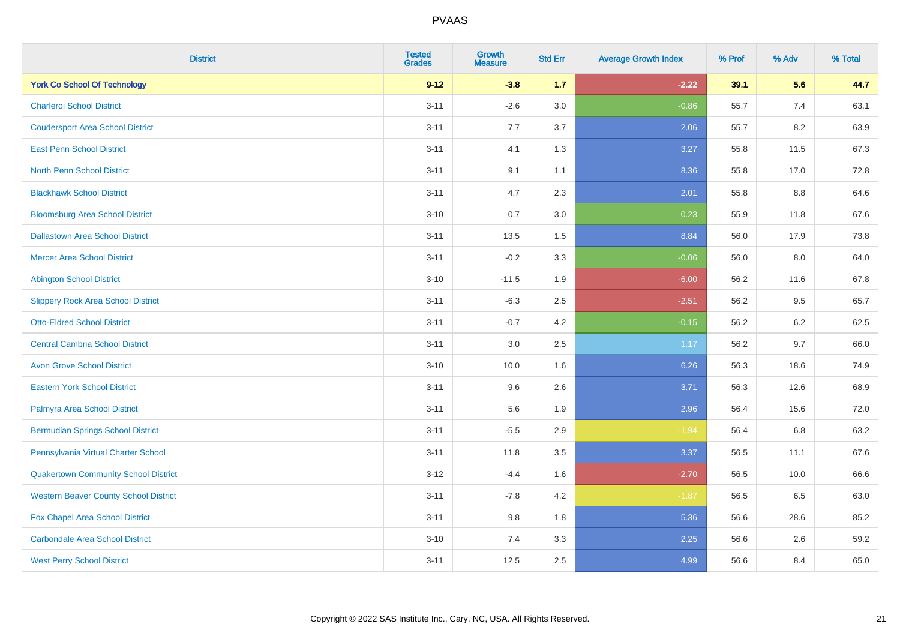PVAAS

| District | Tested Grades | Growth Measure | Std Err | Average Growth Index | % Prof | % Adv | % Total |
|---|---|---|---|---|---|---|---|
| **York Co School Of Technology** | **9-12** | **-3.8** | **1.7** | **-2.22** | **39.1** | **5.6** | **44.7** |
| Charleroi School District | 3-11 | -2.6 | 3.0 | -0.86 | 55.7 | 7.4 | 63.1 |
| Coudersport Area School District | 3-11 | 7.7 | 3.7 | 2.06 | 55.7 | 8.2 | 63.9 |
| East Penn School District | 3-11 | 4.1 | 1.3 | 3.27 | 55.8 | 11.5 | 67.3 |
| North Penn School District | 3-11 | 9.1 | 1.1 | 8.36 | 55.8 | 17.0 | 72.8 |
| Blackhawk School District | 3-11 | 4.7 | 2.3 | 2.01 | 55.8 | 8.8 | 64.6 |
| Bloomsburg Area School District | 3-10 | 0.7 | 3.0 | 0.23 | 55.9 | 11.8 | 67.6 |
| Dallastown Area School District | 3-11 | 13.5 | 1.5 | 8.84 | 56.0 | 17.9 | 73.8 |
| Mercer Area School District | 3-11 | -0.2 | 3.3 | -0.06 | 56.0 | 8.0 | 64.0 |
| Abington School District | 3-10 | -11.5 | 1.9 | -6.00 | 56.2 | 11.6 | 67.8 |
| Slippery Rock Area School District | 3-11 | -6.3 | 2.5 | -2.51 | 56.2 | 9.5 | 65.7 |
| Otto-Eldred School District | 3-11 | -0.7 | 4.2 | -0.15 | 56.2 | 6.2 | 62.5 |
| Central Cambria School District | 3-11 | 3.0 | 2.5 | 1.17 | 56.2 | 9.7 | 66.0 |
| Avon Grove School District | 3-10 | 10.0 | 1.6 | 6.26 | 56.3 | 18.6 | 74.9 |
| Eastern York School District | 3-11 | 9.6 | 2.6 | 3.71 | 56.3 | 12.6 | 68.9 |
| Palmyra Area School District | 3-11 | 5.6 | 1.9 | 2.96 | 56.4 | 15.6 | 72.0 |
| Bermudian Springs School District | 3-11 | -5.5 | 2.9 | -1.94 | 56.4 | 6.8 | 63.2 |
| Pennsylvania Virtual Charter School | 3-11 | 11.8 | 3.5 | 3.37 | 56.5 | 11.1 | 67.6 |
| Quakertown Community School District | 3-12 | -4.4 | 1.6 | -2.70 | 56.5 | 10.0 | 66.6 |
| Western Beaver County School District | 3-11 | -7.8 | 4.2 | -1.87 | 56.5 | 6.5 | 63.0 |
| Fox Chapel Area School District | 3-11 | 9.8 | 1.8 | 5.36 | 56.6 | 28.6 | 85.2 |
| Carbondale Area School District | 3-10 | 7.4 | 3.3 | 2.25 | 56.6 | 2.6 | 59.2 |
| West Perry School District | 3-11 | 12.5 | 2.5 | 4.99 | 56.6 | 8.4 | 65.0 |

Copyright © 2022 SAS Institute Inc., Cary, NC, USA. All Rights Reserved.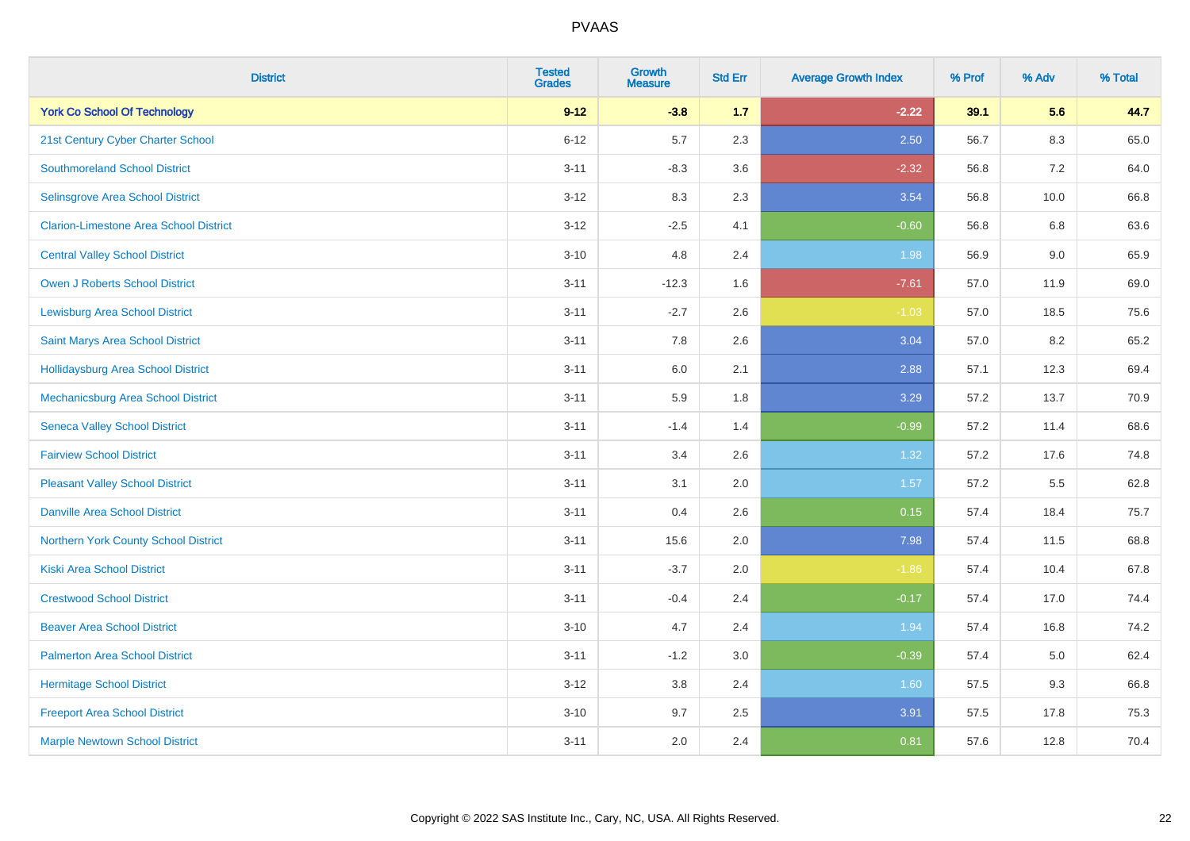| District | Tested Grades | Growth Measure | Std Err | Average Growth Index | % Prof | % Adv | % Total |
|---|---|---|---|---|---|---|---|
| **York Co School Of Technology** | **9-12** | **-3.8** | **1.7** | **-2.22** | **39.1** | **5.6** | **44.7** |
| 21st Century Cyber Charter School | 6-12 | 5.7 | 2.3 | 2.50 | 56.7 | 8.3 | 65.0 |
| Southmoreland School District | 3-11 | -8.3 | 3.6 | -2.32 | 56.8 | 7.2 | 64.0 |
| Selinsgrove Area School District | 3-12 | 8.3 | 2.3 | 3.54 | 56.8 | 10.0 | 66.8 |
| Clarion-Limestone Area School District | 3-12 | -2.5 | 4.1 | -0.60 | 56.8 | 6.8 | 63.6 |
| Central Valley School District | 3-10 | 4.8 | 2.4 | 1.98 | 56.9 | 9.0 | 65.9 |
| Owen J Roberts School District | 3-11 | -12.3 | 1.6 | -7.61 | 57.0 | 11.9 | 69.0 |
| Lewisburg Area School District | 3-11 | -2.7 | 2.6 | -1.03 | 57.0 | 18.5 | 75.6 |
| Saint Marys Area School District | 3-11 | 7.8 | 2.6 | 3.04 | 57.0 | 8.2 | 65.2 |
| Hollidaysburg Area School District | 3-11 | 6.0 | 2.1 | 2.88 | 57.1 | 12.3 | 69.4 |
| Mechanicsburg Area School District | 3-11 | 5.9 | 1.8 | 3.29 | 57.2 | 13.7 | 70.9 |
| Seneca Valley School District | 3-11 | -1.4 | 1.4 | -0.99 | 57.2 | 11.4 | 68.6 |
| Fairview School District | 3-11 | 3.4 | 2.6 | 1.32 | 57.2 | 17.6 | 74.8 |
| Pleasant Valley School District | 3-11 | 3.1 | 2.0 | 1.57 | 57.2 | 5.5 | 62.8 |
| Danville Area School District | 3-11 | 0.4 | 2.6 | 0.15 | 57.4 | 18.4 | 75.7 |
| Northern York County School District | 3-11 | 15.6 | 2.0 | 7.98 | 57.4 | 11.5 | 68.8 |
| Kiski Area School District | 3-11 | -3.7 | 2.0 | -1.86 | 57.4 | 10.4 | 67.8 |
| Crestwood School District | 3-11 | -0.4 | 2.4 | -0.17 | 57.4 | 17.0 | 74.4 |
| Beaver Area School District | 3-10 | 4.7 | 2.4 | 1.94 | 57.4 | 16.8 | 74.2 |
| Palmerton Area School District | 3-11 | -1.2 | 3.0 | -0.39 | 57.4 | 5.0 | 62.4 |
| Hermitage School District | 3-12 | 3.8 | 2.4 | 1.60 | 57.5 | 9.3 | 66.8 |
| Freeport Area School District | 3-10 | 9.7 | 2.5 | 3.91 | 57.5 | 17.8 | 75.3 |
| Marple Newtown School District | 3-11 | 2.0 | 2.4 | 0.81 | 57.6 | 12.8 | 70.4 |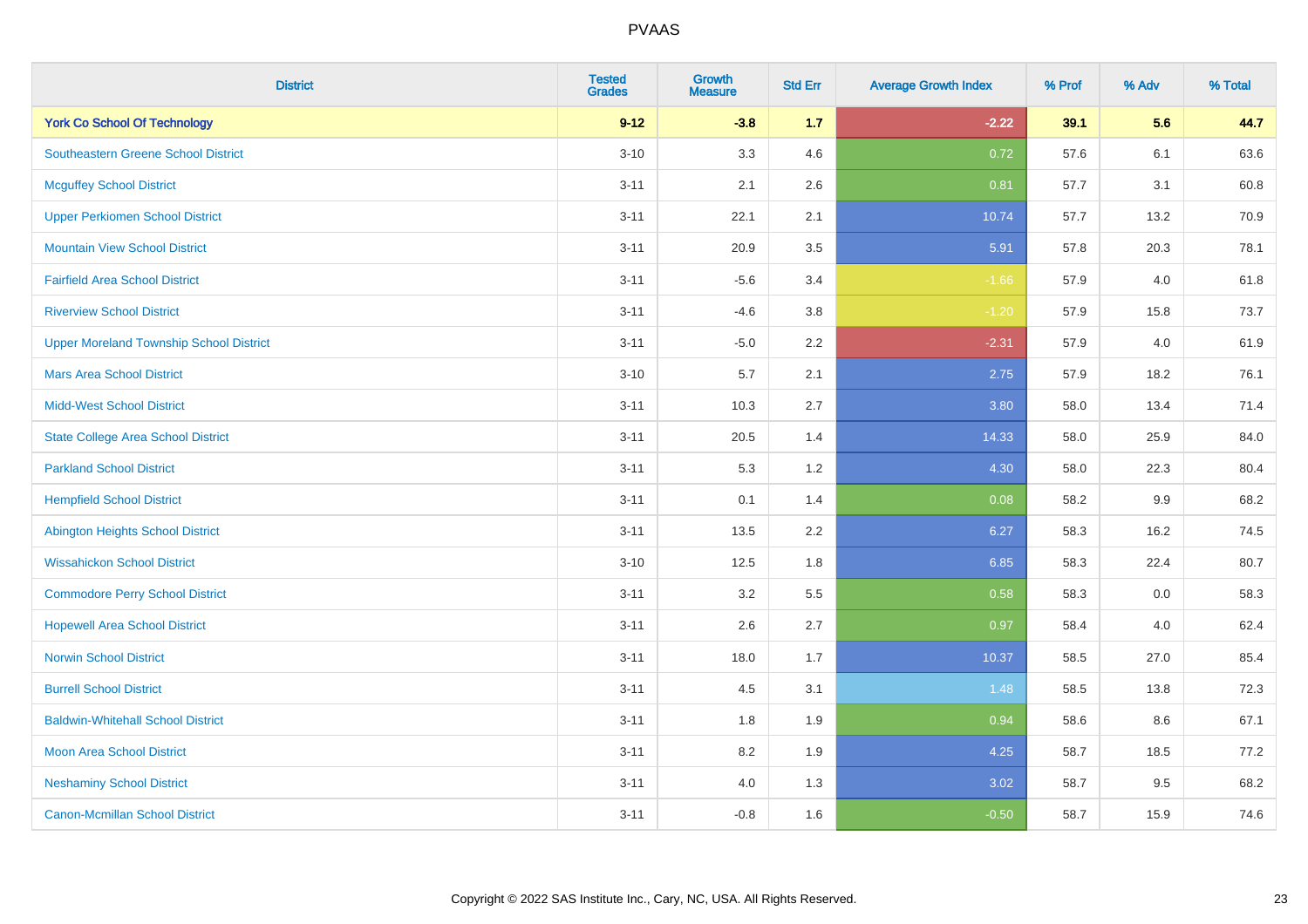# PVAAS

| District | Tested Grades | Growth Measure | Std Err | Average Growth Index | % Prof | % Adv | % Total |
|---|---|---|---|---|---|---|---|
| **York Co School Of Technology** | **9-12** | **-3.8** | **1.7** | **-2.22** | **39.1** | **5.6** | **44.7** |
| Southeastern Greene School District | 3-10 | 3.3 | 4.6 | 0.72 | 57.6 | 6.1 | 63.6 |
| Mcguffey School District | 3-11 | 2.1 | 2.6 | 0.81 | 57.7 | 3.1 | 60.8 |
| Upper Perkiomen School District | 3-11 | 22.1 | 2.1 | 10.74 | 57.7 | 13.2 | 70.9 |
| Mountain View School District | 3-11 | 20.9 | 3.5 | 5.91 | 57.8 | 20.3 | 78.1 |
| Fairfield Area School District | 3-11 | -5.6 | 3.4 | -1.66 | 57.9 | 4.0 | 61.8 |
| Riverview School District | 3-11 | -4.6 | 3.8 | -1.20 | 57.9 | 15.8 | 73.7 |
| Upper Moreland Township School District | 3-11 | -5.0 | 2.2 | -2.31 | 57.9 | 4.0 | 61.9 |
| Mars Area School District | 3-10 | 5.7 | 2.1 | 2.75 | 57.9 | 18.2 | 76.1 |
| Midd-West School District | 3-11 | 10.3 | 2.7 | 3.80 | 58.0 | 13.4 | 71.4 |
| State College Area School District | 3-11 | 20.5 | 1.4 | 14.33 | 58.0 | 25.9 | 84.0 |
| Parkland School District | 3-11 | 5.3 | 1.2 | 4.30 | 58.0 | 22.3 | 80.4 |
| Hempfield School District | 3-11 | 0.1 | 1.4 | 0.08 | 58.2 | 9.9 | 68.2 |
| Abington Heights School District | 3-11 | 13.5 | 2.2 | 6.27 | 58.3 | 16.2 | 74.5 |
| Wissahickon School District | 3-10 | 12.5 | 1.8 | 6.85 | 58.3 | 22.4 | 80.7 |
| Commodore Perry School District | 3-11 | 3.2 | 5.5 | 0.58 | 58.3 | 0.0 | 58.3 |
| Hopewell Area School District | 3-11 | 2.6 | 2.7 | 0.97 | 58.4 | 4.0 | 62.4 |
| Norwin School District | 3-11 | 18.0 | 1.7 | 10.37 | 58.5 | 27.0 | 85.4 |
| Burrell School District | 3-11 | 4.5 | 3.1 | 1.48 | 58.5 | 13.8 | 72.3 |
| Baldwin-Whitehall School District | 3-11 | 1.8 | 1.9 | 0.94 | 58.6 | 8.6 | 67.1 |
| Moon Area School District | 3-11 | 8.2 | 1.9 | 4.25 | 58.7 | 18.5 | 77.2 |
| Neshaminy School District | 3-11 | 4.0 | 1.3 | 3.02 | 58.7 | 9.5 | 68.2 |
| Canon-Mcmillan School District | 3-11 | -0.8 | 1.6 | -0.50 | 58.7 | 15.9 | 74.6 |

Copyright © 2022 SAS Institute Inc., Cary, NC, USA. All Rights Reserved.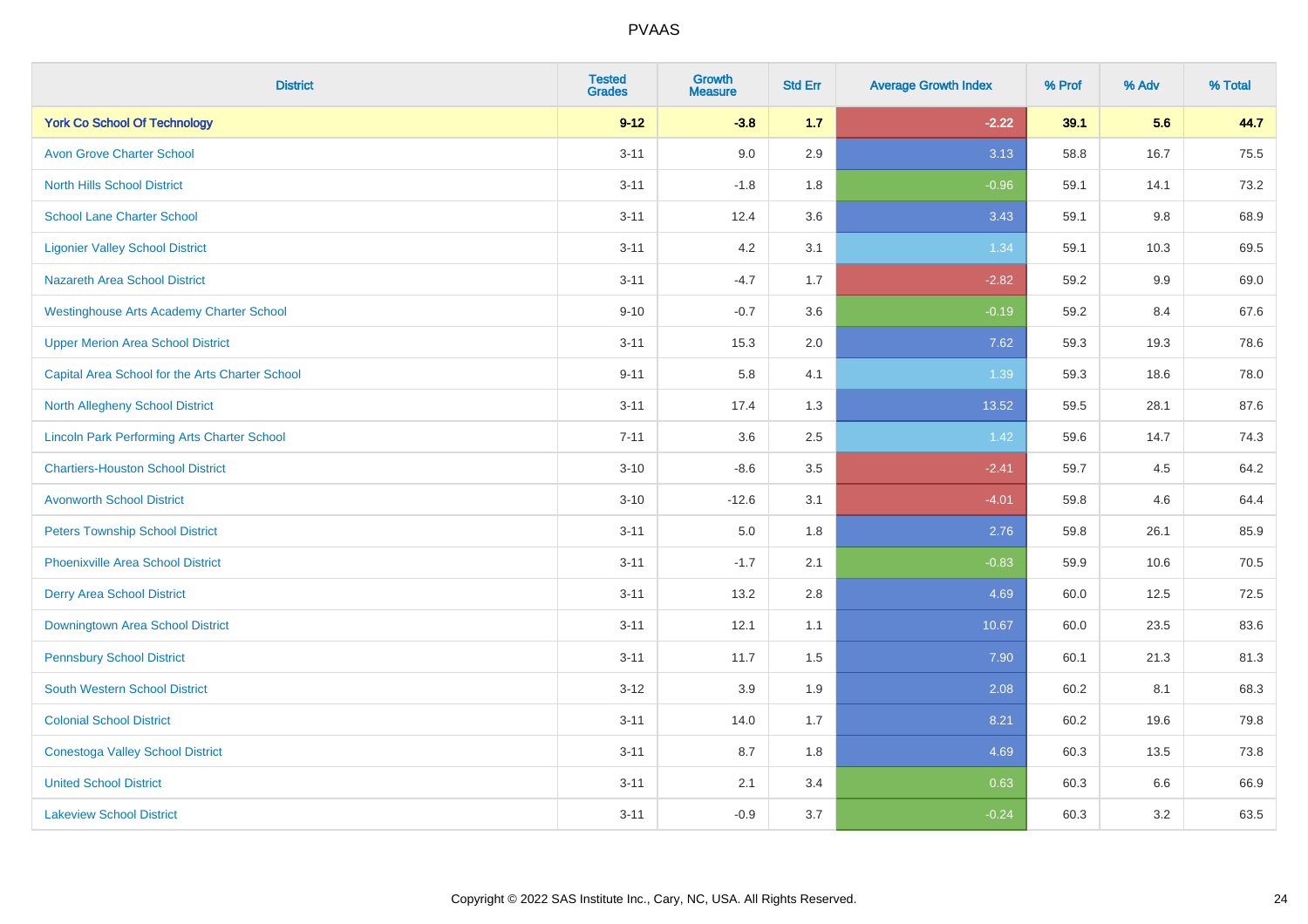# PVAAS

| District | Tested Grades | Growth Measure | Std Err | Average Growth Index | % Prof | % Adv | % Total |
|---|---|---|---|---|---|---|---|
| **York Co School Of Technology** | **9-12** | **-3.8** | **1.7** | **-2.22** | **39.1** | **5.6** | **44.7** |
| Avon Grove Charter School | 3-11 | 9.0 | 2.9 | 3.13 | 58.8 | 16.7 | 75.5 |
| North Hills School District | 3-11 | -1.8 | 1.8 | -0.96 | 59.1 | 14.1 | 73.2 |
| School Lane Charter School | 3-11 | 12.4 | 3.6 | 3.43 | 59.1 | 9.8 | 68.9 |
| Ligonier Valley School District | 3-11 | 4.2 | 3.1 | 1.34 | 59.1 | 10.3 | 69.5 |
| Nazareth Area School District | 3-11 | -4.7 | 1.7 | -2.82 | 59.2 | 9.9 | 69.0 |
| Westinghouse Arts Academy Charter School | 9-10 | -0.7 | 3.6 | -0.19 | 59.2 | 8.4 | 67.6 |
| Upper Merion Area School District | 3-11 | 15.3 | 2.0 | 7.62 | 59.3 | 19.3 | 78.6 |
| Capital Area School for the Arts Charter School | 9-11 | 5.8 | 4.1 | 1.39 | 59.3 | 18.6 | 78.0 |
| North Allegheny School District | 3-11 | 17.4 | 1.3 | 13.52 | 59.5 | 28.1 | 87.6 |
| Lincoln Park Performing Arts Charter School | 7-11 | 3.6 | 2.5 | 1.42 | 59.6 | 14.7 | 74.3 |
| Chartiers-Houston School District | 3-10 | -8.6 | 3.5 | -2.41 | 59.7 | 4.5 | 64.2 |
| Avonworth School District | 3-10 | -12.6 | 3.1 | -4.01 | 59.8 | 4.6 | 64.4 |
| Peters Township School District | 3-11 | 5.0 | 1.8 | 2.76 | 59.8 | 26.1 | 85.9 |
| Phoenixville Area School District | 3-11 | -1.7 | 2.1 | -0.83 | 59.9 | 10.6 | 70.5 |
| Derry Area School District | 3-11 | 13.2 | 2.8 | 4.69 | 60.0 | 12.5 | 72.5 |
| Downingtown Area School District | 3-11 | 12.1 | 1.1 | 10.67 | 60.0 | 23.5 | 83.6 |
| Pennsbury School District | 3-11 | 11.7 | 1.5 | 7.90 | 60.1 | 21.3 | 81.3 |
| South Western School District | 3-12 | 3.9 | 1.9 | 2.08 | 60.2 | 8.1 | 68.3 |
| Colonial School District | 3-11 | 14.0 | 1.7 | 8.21 | 60.2 | 19.6 | 79.8 |
| Conestoga Valley School District | 3-11 | 8.7 | 1.8 | 4.69 | 60.3 | 13.5 | 73.8 |
| United School District | 3-11 | 2.1 | 3.4 | 0.63 | 60.3 | 6.6 | 66.9 |
| Lakeview School District | 3-11 | -0.9 | 3.7 | -0.24 | 60.3 | 3.2 | 63.5 |

Copyright © 2022 SAS Institute Inc., Cary, NC, USA. All Rights Reserved.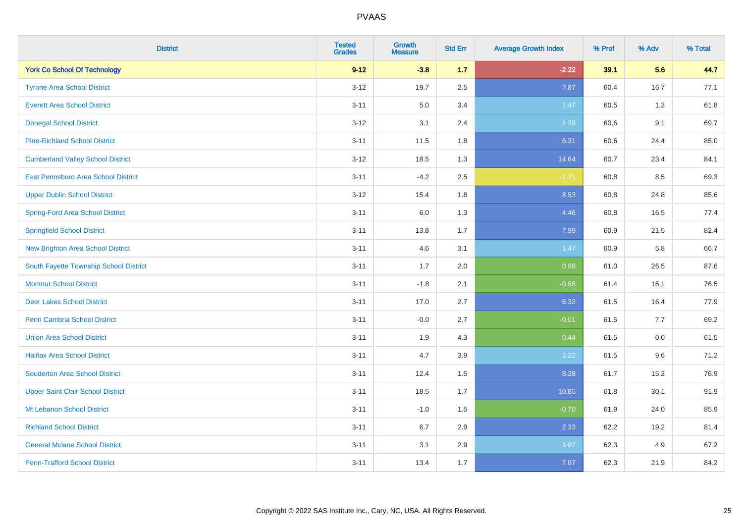| District | Tested Grades | Growth Measure | Std Err | Average Growth Index | % Prof | % Adv | % Total |
|---|---|---|---|---|---|---|---|
| **York Co School Of Technology** | **9-12** | **-3.8** | **1.7** | **-2.22** | **39.1** | **5.6** | **44.7** |
| Tyrone Area School District | 3-12 | 19.7 | 2.5 | 7.87 | 60.4 | 16.7 | 77.1 |
| Everett Area School District | 3-11 | 5.0 | 3.4 | 1.47 | 60.5 | 1.3 | 61.8 |
| Donegal School District | 3-12 | 3.1 | 2.4 | 1.29 | 60.6 | 9.1 | 69.7 |
| Pine-Richland School District | 3-11 | 11.5 | 1.8 | 6.31 | 60.6 | 24.4 | 85.0 |
| Cumberland Valley School District | 3-12 | 18.5 | 1.3 | 14.64 | 60.7 | 23.4 | 84.1 |
| East Pennsboro Area School District | 3-11 | -4.2 | 2.5 | -1.71 | 60.8 | 8.5 | 69.3 |
| Upper Dublin School District | 3-12 | 15.4 | 1.8 | 8.53 | 60.8 | 24.8 | 85.6 |
| Spring-Ford Area School District | 3-11 | 6.0 | 1.3 | 4.46 | 60.8 | 16.5 | 77.4 |
| Springfield School District | 3-11 | 13.8 | 1.7 | 7.99 | 60.9 | 21.5 | 82.4 |
| New Brighton Area School District | 3-11 | 4.6 | 3.1 | 1.47 | 60.9 | 5.8 | 66.7 |
| South Fayette Township School District | 3-11 | 1.7 | 2.0 | 0.88 | 61.0 | 26.5 | 87.6 |
| Montour School District | 3-11 | -1.8 | 2.1 | -0.88 | 61.4 | 15.1 | 76.5 |
| Deer Lakes School District | 3-11 | 17.0 | 2.7 | 6.32 | 61.5 | 16.4 | 77.9 |
| Penn Cambria School District | 3-11 | -0.0 | 2.7 | -0.01 | 61.5 | 7.7 | 69.2 |
| Union Area School District | 3-11 | 1.9 | 4.3 | 0.44 | 61.5 | 0.0 | 61.5 |
| Halifax Area School District | 3-11 | 4.7 | 3.9 | 1.22 | 61.5 | 9.6 | 71.2 |
| Souderton Area School District | 3-11 | 12.4 | 1.5 | 8.28 | 61.7 | 15.2 | 76.9 |
| Upper Saint Clair School District | 3-11 | 18.5 | 1.7 | 10.65 | 61.8 | 30.1 | 91.9 |
| Mt Lebanon School District | 3-11 | -1.0 | 1.5 | -0.70 | 61.9 | 24.0 | 85.9 |
| Richland School District | 3-11 | 6.7 | 2.9 | 2.33 | 62.2 | 19.2 | 81.4 |
| General Mclane School District | 3-11 | 3.1 | 2.9 | 1.07 | 62.3 | 4.9 | 67.2 |
| Penn-Trafford School District | 3-11 | 13.4 | 1.7 | 7.87 | 62.3 | 21.9 | 84.2 |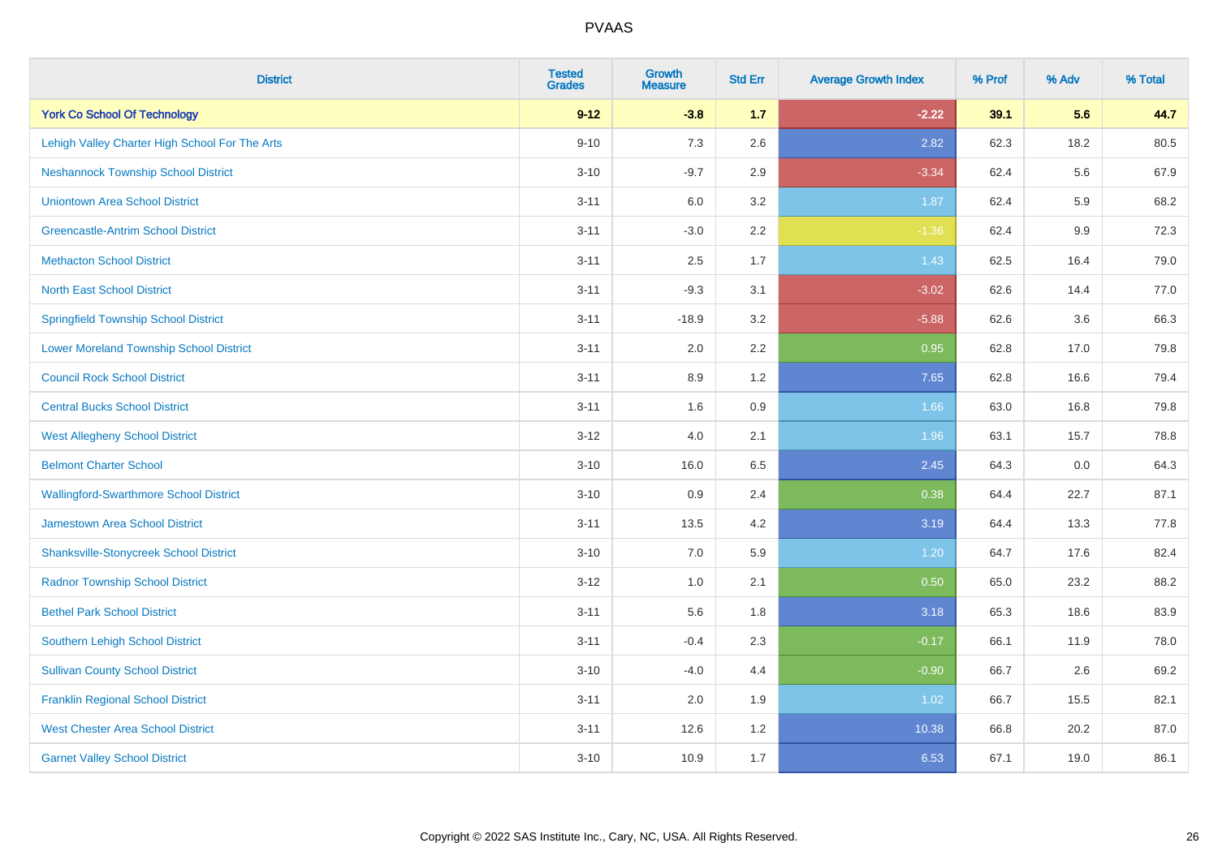# PVAAS

| District | Tested Grades | Growth Measure | Std Err | Average Growth Index | % Prof | % Adv | % Total |
|---|---|---|---|---|---|---|---|
| **York Co School Of Technology** | **9-12** | **-3.8** | **1.7** | **-2.22** | **39.1** | **5.6** | **44.7** |
| Lehigh Valley Charter High School For The Arts | 9-10 | 7.3 | 2.6 | 2.82 | 62.3 | 18.2 | 80.5 |
| Neshannock Township School District | 3-10 | -9.7 | 2.9 | -3.34 | 62.4 | 5.6 | 67.9 |
| Uniontown Area School District | 3-11 | 6.0 | 3.2 | 1.87 | 62.4 | 5.9 | 68.2 |
| Greencastle-Antrim School District | 3-11 | -3.0 | 2.2 | -1.36 | 62.4 | 9.9 | 72.3 |
| Methacton School District | 3-11 | 2.5 | 1.7 | 1.43 | 62.5 | 16.4 | 79.0 |
| North East School District | 3-11 | -9.3 | 3.1 | -3.02 | 62.6 | 14.4 | 77.0 |
| Springfield Township School District | 3-11 | -18.9 | 3.2 | -5.88 | 62.6 | 3.6 | 66.3 |
| Lower Moreland Township School District | 3-11 | 2.0 | 2.2 | 0.95 | 62.8 | 17.0 | 79.8 |
| Council Rock School District | 3-11 | 8.9 | 1.2 | 7.65 | 62.8 | 16.6 | 79.4 |
| Central Bucks School District | 3-11 | 1.6 | 0.9 | 1.66 | 63.0 | 16.8 | 79.8 |
| West Allegheny School District | 3-12 | 4.0 | 2.1 | 1.96 | 63.1 | 15.7 | 78.8 |
| Belmont Charter School | 3-10 | 16.0 | 6.5 | 2.45 | 64.3 | 0.0 | 64.3 |
| Wallingford-Swarthmore School District | 3-10 | 0.9 | 2.4 | 0.38 | 64.4 | 22.7 | 87.1 |
| Jamestown Area School District | 3-11 | 13.5 | 4.2 | 3.19 | 64.4 | 13.3 | 77.8 |
| Shanksville-Stonycreek School District | 3-10 | 7.0 | 5.9 | 1.20 | 64.7 | 17.6 | 82.4 |
| Radnor Township School District | 3-12 | 1.0 | 2.1 | 0.50 | 65.0 | 23.2 | 88.2 |
| Bethel Park School District | 3-11 | 5.6 | 1.8 | 3.18 | 65.3 | 18.6 | 83.9 |
| Southern Lehigh School District | 3-11 | -0.4 | 2.3 | -0.17 | 66.1 | 11.9 | 78.0 |
| Sullivan County School District | 3-10 | -4.0 | 4.4 | -0.90 | 66.7 | 2.6 | 69.2 |
| Franklin Regional School District | 3-11 | 2.0 | 1.9 | 1.02 | 66.7 | 15.5 | 82.1 |
| West Chester Area School District | 3-11 | 12.6 | 1.2 | 10.38 | 66.8 | 20.2 | 87.0 |
| Garnet Valley School District | 3-10 | 10.9 | 1.7 | 6.53 | 67.1 | 19.0 | 86.1 |

Copyright © 2022 SAS Institute Inc., Cary, NC, USA. All Rights Reserved.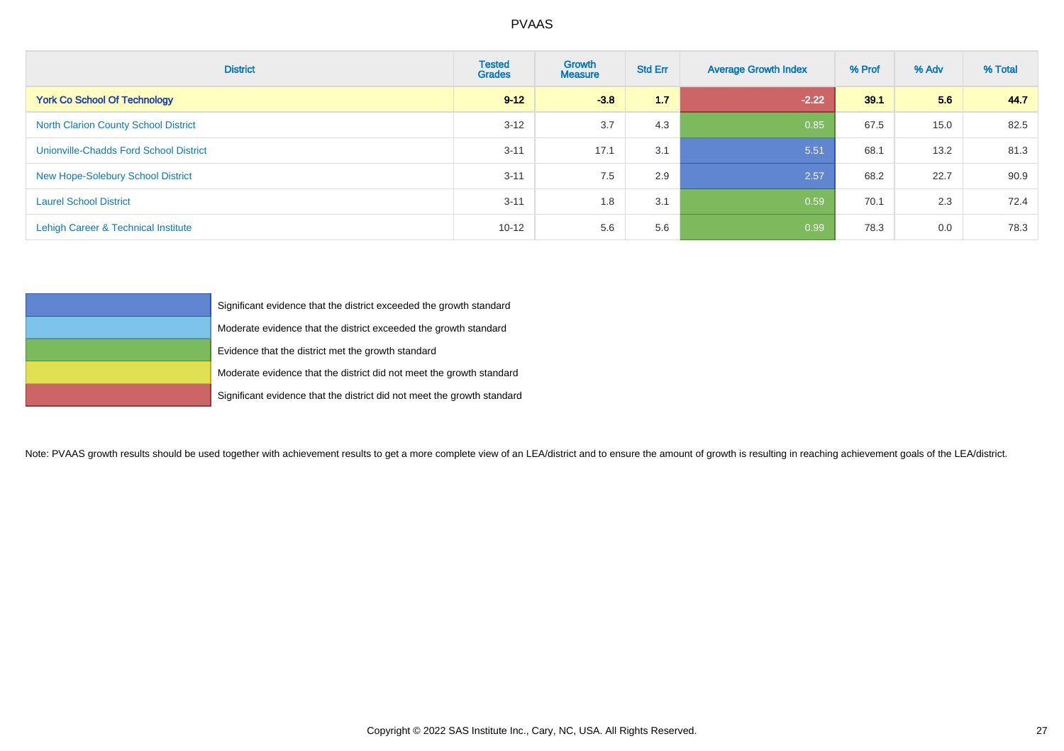# PVAAS

| District | Tested Grades | Growth Measure | Std Err | Average Growth Index | % Prof | % Adv | % Total |
|---|---|---|---|---|---|---|---|
| **York Co School Of Technology** | **9-12** | **-3.8** | **1.7** | **-2.22** | **39.1** | **5.6** | **44.7** |
| North Clarion County School District | 3-12 | 3.7 | 4.3 | 0.85 | 67.5 | 15.0 | 82.5 |
| Unionville-Chadds Ford School District | 3-11 | 17.1 | 3.1 | 5.51 | 68.1 | 13.2 | 81.3 |
| New Hope-Solebury School District | 3-11 | 7.5 | 2.9 | 2.57 | 68.2 | 22.7 | 90.9 |
| Laurel School District | 3-11 | 1.8 | 3.1 | 0.59 | 70.1 | 2.3 | 72.4 |
| Lehigh Career & Technical Institute | 10-12 | 5.6 | 5.6 | 0.99 | 78.3 | 0.0 | 78.3 |

Significant evidence that the district exceeded the growth standard

Moderate evidence that the district exceeded the growth standard

Evidence that the district met the growth standard

Moderate evidence that the district did not meet the growth standard

Significant evidence that the district did not meet the growth standard

Note: PVAAS growth results should be used together with achievement results to get a more complete view of an LEA/district and to ensure the amount of growth is resulting in reaching achievement goals of the LEA/district.

Copyright © 2022 SAS Institute Inc., Cary, NC, USA. All Rights Reserved.